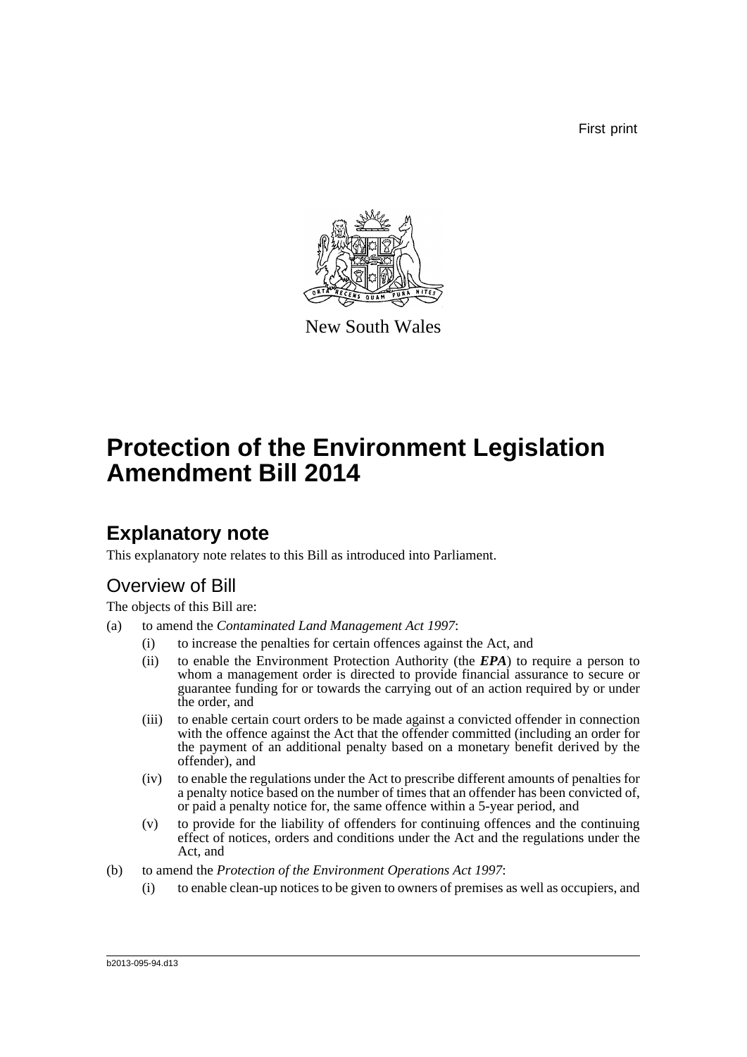First print

New South Wales

# Protection of the Environment Legislation Amendment Bill 2014

## Explanatory note

This explanatory note relates to this Bill as introduced into Parliament.

### Overview of Bill

The objects of this Bill are:

(a) to amend the *Contaminated Land Management Act 1997*:

  (i) to increase the penalties for certain offences against the Act, and

  (ii) to enable the Environment Protection Authority (the ***EPA***) to require a person to whom a management order is directed to provide financial assurance to secure or guarantee funding for or towards the carrying out of an action required by or under the order, and

  (iii) to enable certain court orders to be made against a convicted offender in connection with the offence against the Act that the offender committed (including an order for the payment of an additional penalty based on a monetary benefit derived by the offender), and

  (iv) to enable the regulations under the Act to prescribe different amounts of penalties for a penalty notice based on the number of times that an offender has been convicted of, or paid a penalty notice for, the same offence within a 5-year period, and

  (v) to provide for the liability of offenders for continuing offences and the continuing effect of notices, orders and conditions under the Act and the regulations under the Act, and

(b) to amend the *Protection of the Environment Operations Act 1997*:

  (i) to enable clean-up notices to be given to owners of premises as well as occupiers, and

b2013-095-94.d13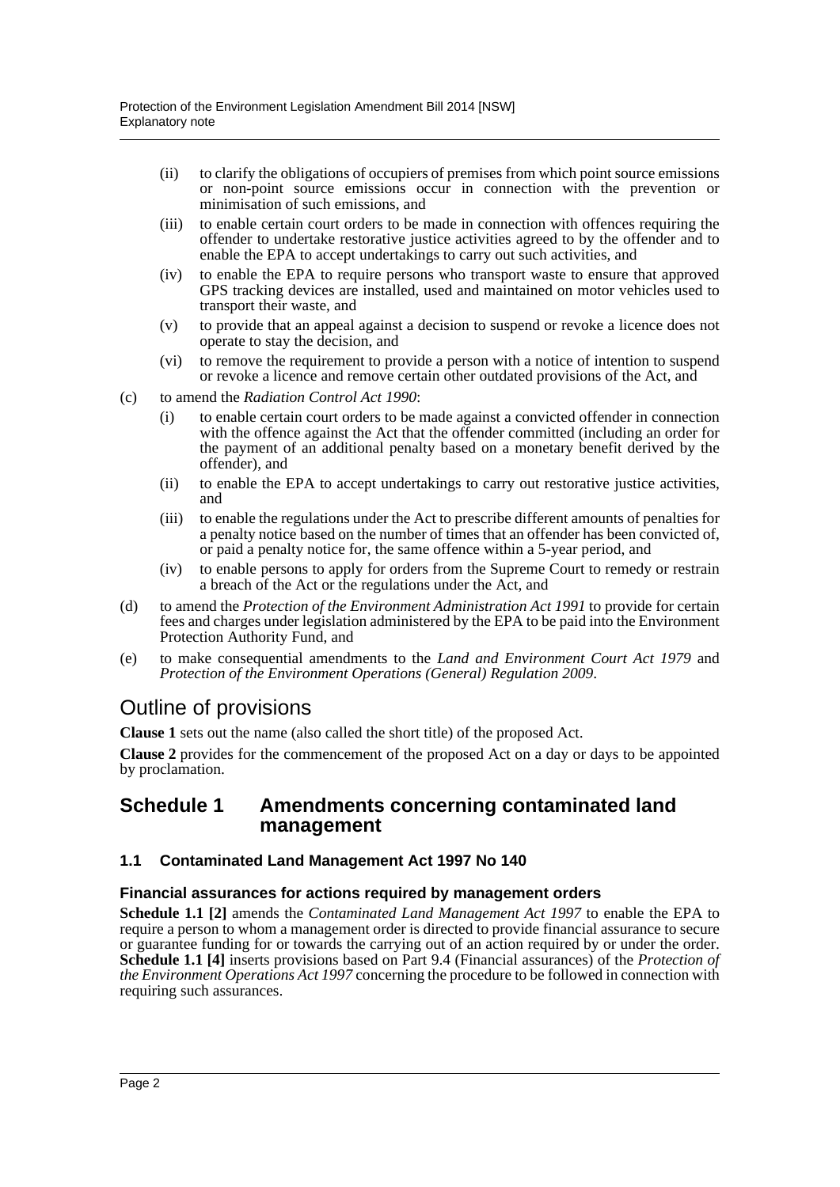- (ii) to clarify the obligations of occupiers of premises from which point source emissions or non-point source emissions occur in connection with the prevention or minimisation of such emissions, and
- (iii) to enable certain court orders to be made in connection with offences requiring the offender to undertake restorative justice activities agreed to by the offender and to enable the EPA to accept undertakings to carry out such activities, and
- (iv) to enable the EPA to require persons who transport waste to ensure that approved GPS tracking devices are installed, used and maintained on motor vehicles used to transport their waste, and
- (v) to provide that an appeal against a decision to suspend or revoke a licence does not operate to stay the decision, and
- (vi) to remove the requirement to provide a person with a notice of intention to suspend or revoke a licence and remove certain other outdated provisions of the Act, and

(c) to amend the *Radiation Control Act 1990*:

- (i) to enable certain court orders to be made against a convicted offender in connection with the offence against the Act that the offender committed (including an order for the payment of an additional penalty based on a monetary benefit derived by the offender), and
- (ii) to enable the EPA to accept undertakings to carry out restorative justice activities, and
- (iii) to enable the regulations under the Act to prescribe different amounts of penalties for a penalty notice based on the number of times that an offender has been convicted of, or paid a penalty notice for, the same offence within a 5-year period, and
- (iv) to enable persons to apply for orders from the Supreme Court to remedy or restrain a breach of the Act or the regulations under the Act, and

(d) to amend the *Protection of the Environment Administration Act 1991* to provide for certain fees and charges under legislation administered by the EPA to be paid into the Environment Protection Authority Fund, and

(e) to make consequential amendments to the *Land and Environment Court Act 1979* and *Protection of the Environment Operations (General) Regulation 2009*.

# Outline of provisions

**Clause 1** sets out the name (also called the short title) of the proposed Act.

**Clause 2** provides for the commencement of the proposed Act on a day or days to be appointed by proclamation.

## Schedule 1 Amendments concerning contaminated land management

### 1.1 Contaminated Land Management Act 1997 No 140

#### Financial assurances for actions required by management orders

**Schedule 1.1 [2]** amends the *Contaminated Land Management Act 1997* to enable the EPA to require a person to whom a management order is directed to provide financial assurance to secure or guarantee funding for or towards the carrying out of an action required by or under the order. **Schedule 1.1 [4]** inserts provisions based on Part 9.4 (Financial assurances) of the *Protection of the Environment Operations Act 1997* concerning the procedure to be followed in connection with requiring such assurances.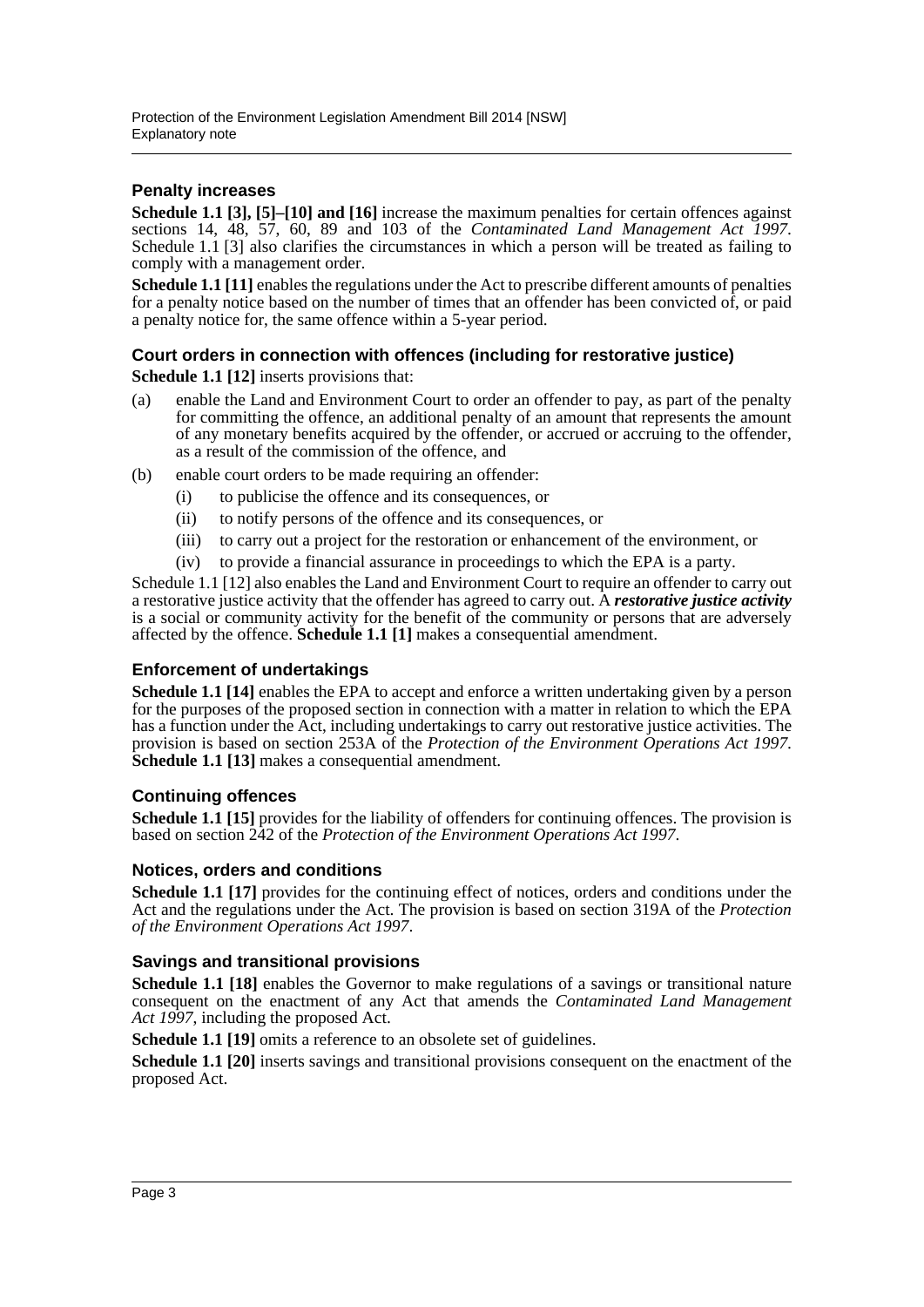### Penalty increases

**Schedule 1.1 [3], [5]–[10] and [16]** increase the maximum penalties for certain offences against sections 14, 48, 57, 60, 89 and 103 of the *Contaminated Land Management Act 1997*. Schedule 1.1 [3] also clarifies the circumstances in which a person will be treated as failing to comply with a management order.

**Schedule 1.1 [11]** enables the regulations under the Act to prescribe different amounts of penalties for a penalty notice based on the number of times that an offender has been convicted of, or paid a penalty notice for, the same offence within a 5-year period.

### Court orders in connection with offences (including for restorative justice)

**Schedule 1.1 [12]** inserts provisions that:

(a) enable the Land and Environment Court to order an offender to pay, as part of the penalty for committing the offence, an additional penalty of an amount that represents the amount of any monetary benefits acquired by the offender, or accrued or accruing to the offender, as a result of the commission of the offence, and

(b) enable court orders to be made requiring an offender:

  (i) to publicise the offence and its consequences, or

  (ii) to notify persons of the offence and its consequences, or

  (iii) to carry out a project for the restoration or enhancement of the environment, or

  (iv) to provide a financial assurance in proceedings to which the EPA is a party.

Schedule 1.1 [12] also enables the Land and Environment Court to require an offender to carry out a restorative justice activity that the offender has agreed to carry out. A ***restorative justice activity*** is a social or community activity for the benefit of the community or persons that are adversely affected by the offence. **Schedule 1.1 [1]** makes a consequential amendment.

### Enforcement of undertakings

**Schedule 1.1 [14]** enables the EPA to accept and enforce a written undertaking given by a person for the purposes of the proposed section in connection with a matter in relation to which the EPA has a function under the Act, including undertakings to carry out restorative justice activities. The provision is based on section 253A of the *Protection of the Environment Operations Act 1997*. **Schedule 1.1 [13]** makes a consequential amendment.

### Continuing offences

**Schedule 1.1 [15]** provides for the liability of offenders for continuing offences. The provision is based on section 242 of the *Protection of the Environment Operations Act 1997*.

### Notices, orders and conditions

**Schedule 1.1 [17]** provides for the continuing effect of notices, orders and conditions under the Act and the regulations under the Act. The provision is based on section 319A of the *Protection of the Environment Operations Act 1997*.

### Savings and transitional provisions

**Schedule 1.1 [18]** enables the Governor to make regulations of a savings or transitional nature consequent on the enactment of any Act that amends the *Contaminated Land Management Act 1997*, including the proposed Act.

**Schedule 1.1 [19]** omits a reference to an obsolete set of guidelines.

**Schedule 1.1 [20]** inserts savings and transitional provisions consequent on the enactment of the proposed Act.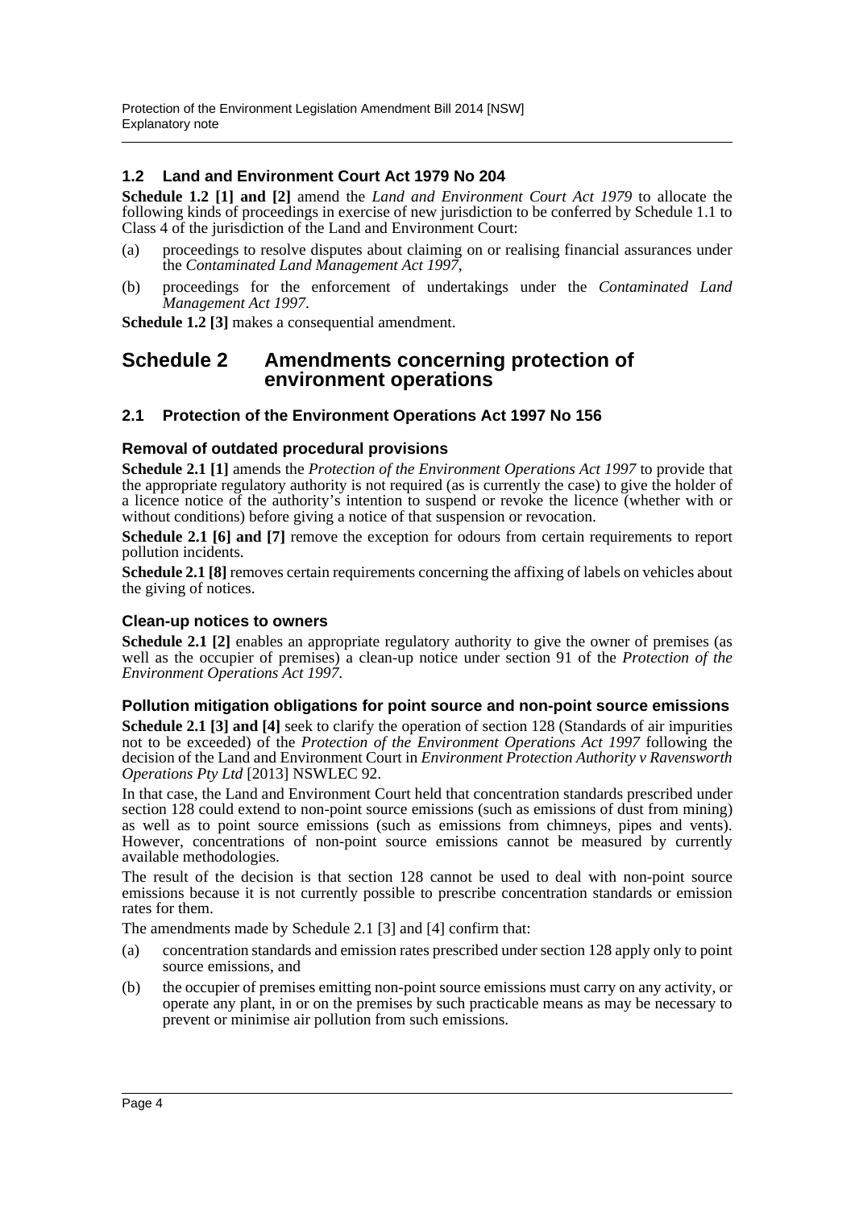### 1.2 Land and Environment Court Act 1979 No 204

**Schedule 1.2 [1] and [2]** amend the *Land and Environment Court Act 1979* to allocate the following kinds of proceedings in exercise of new jurisdiction to be conferred by Schedule 1.1 to Class 4 of the jurisdiction of the Land and Environment Court:

(a) proceedings to resolve disputes about claiming on or realising financial assurances under the *Contaminated Land Management Act 1997*,

(b) proceedings for the enforcement of undertakings under the *Contaminated Land Management Act 1997*.

**Schedule 1.2 [3]** makes a consequential amendment.

## Schedule 2 Amendments concerning protection of environment operations

### 2.1 Protection of the Environment Operations Act 1997 No 156

#### Removal of outdated procedural provisions

**Schedule 2.1 [1]** amends the *Protection of the Environment Operations Act 1997* to provide that the appropriate regulatory authority is not required (as is currently the case) to give the holder of a licence notice of the authority's intention to suspend or revoke the licence (whether with or without conditions) before giving a notice of that suspension or revocation.

**Schedule 2.1 [6] and [7]** remove the exception for odours from certain requirements to report pollution incidents.

**Schedule 2.1 [8]** removes certain requirements concerning the affixing of labels on vehicles about the giving of notices.

#### Clean-up notices to owners

**Schedule 2.1 [2]** enables an appropriate regulatory authority to give the owner of premises (as well as the occupier of premises) a clean-up notice under section 91 of the *Protection of the Environment Operations Act 1997*.

#### Pollution mitigation obligations for point source and non-point source emissions

**Schedule 2.1 [3] and [4]** seek to clarify the operation of section 128 (Standards of air impurities not to be exceeded) of the *Protection of the Environment Operations Act 1997* following the decision of the Land and Environment Court in *Environment Protection Authority v Ravensworth Operations Pty Ltd* [2013] NSWLEC 92.

In that case, the Land and Environment Court held that concentration standards prescribed under section 128 could extend to non-point source emissions (such as emissions of dust from mining) as well as to point source emissions (such as emissions from chimneys, pipes and vents). However, concentrations of non-point source emissions cannot be measured by currently available methodologies.

The result of the decision is that section 128 cannot be used to deal with non-point source emissions because it is not currently possible to prescribe concentration standards or emission rates for them.

The amendments made by Schedule 2.1 [3] and [4] confirm that:

(a) concentration standards and emission rates prescribed under section 128 apply only to point source emissions, and

(b) the occupier of premises emitting non-point source emissions must carry on any activity, or operate any plant, in or on the premises by such practicable means as may be necessary to prevent or minimise air pollution from such emissions.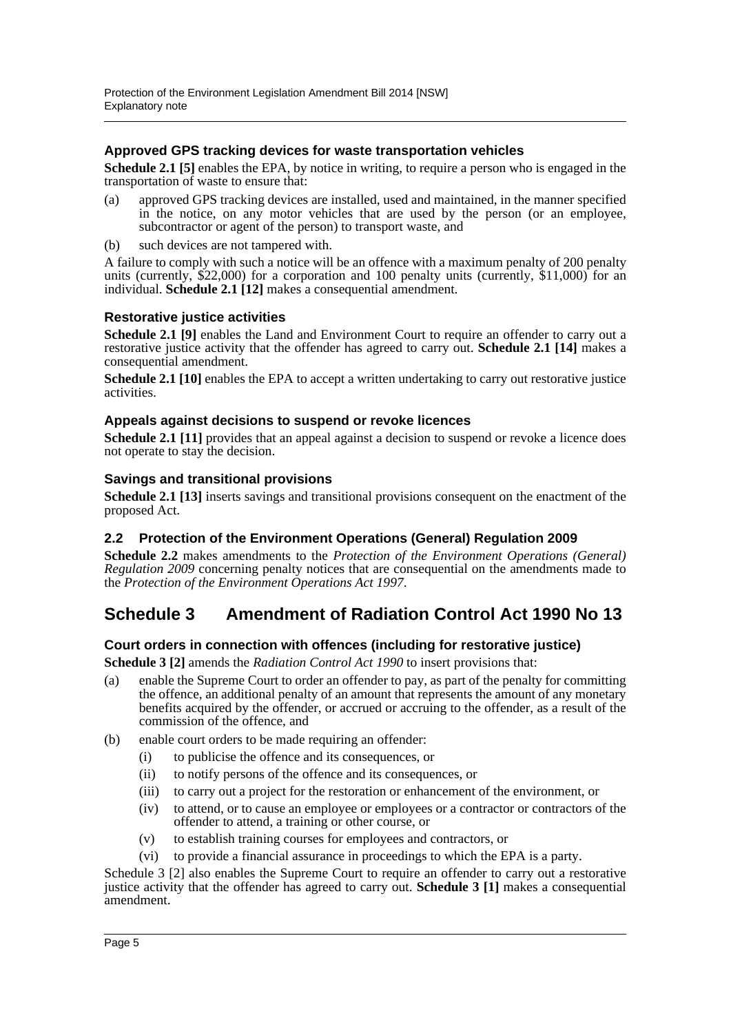### Approved GPS tracking devices for waste transportation vehicles

**Schedule 2.1 [5]** enables the EPA, by notice in writing, to require a person who is engaged in the transportation of waste to ensure that:

(a) approved GPS tracking devices are installed, used and maintained, in the manner specified in the notice, on any motor vehicles that are used by the person (or an employee, subcontractor or agent of the person) to transport waste, and

(b) such devices are not tampered with.

A failure to comply with such a notice will be an offence with a maximum penalty of 200 penalty units (currently, $22,000) for a corporation and 100 penalty units (currently, $11,000) for an individual. **Schedule 2.1 [12]** makes a consequential amendment.

### Restorative justice activities

**Schedule 2.1 [9]** enables the Land and Environment Court to require an offender to carry out a restorative justice activity that the offender has agreed to carry out. **Schedule 2.1 [14]** makes a consequential amendment.

**Schedule 2.1 [10]** enables the EPA to accept a written undertaking to carry out restorative justice activities.

### Appeals against decisions to suspend or revoke licences

**Schedule 2.1 [11]** provides that an appeal against a decision to suspend or revoke a licence does not operate to stay the decision.

### Savings and transitional provisions

**Schedule 2.1 [13]** inserts savings and transitional provisions consequent on the enactment of the proposed Act.

### 2.2 Protection of the Environment Operations (General) Regulation 2009

**Schedule 2.2** makes amendments to the *Protection of the Environment Operations (General) Regulation 2009* concerning penalty notices that are consequential on the amendments made to the *Protection of the Environment Operations Act 1997*.

## Schedule 3 Amendment of Radiation Control Act 1990 No 13

### Court orders in connection with offences (including for restorative justice)

**Schedule 3 [2]** amends the *Radiation Control Act 1990* to insert provisions that:

(a) enable the Supreme Court to order an offender to pay, as part of the penalty for committing the offence, an additional penalty of an amount that represents the amount of any monetary benefits acquired by the offender, or accrued or accruing to the offender, as a result of the commission of the offence, and

(b) enable court orders to be made requiring an offender:

- (i) to publicise the offence and its consequences, or
- (ii) to notify persons of the offence and its consequences, or
- (iii) to carry out a project for the restoration or enhancement of the environment, or
- (iv) to attend, or to cause an employee or employees or a contractor or contractors of the offender to attend, a training or other course, or
- (v) to establish training courses for employees and contractors, or
- (vi) to provide a financial assurance in proceedings to which the EPA is a party.

Schedule 3 [2] also enables the Supreme Court to require an offender to carry out a restorative justice activity that the offender has agreed to carry out. **Schedule 3 [1]** makes a consequential amendment.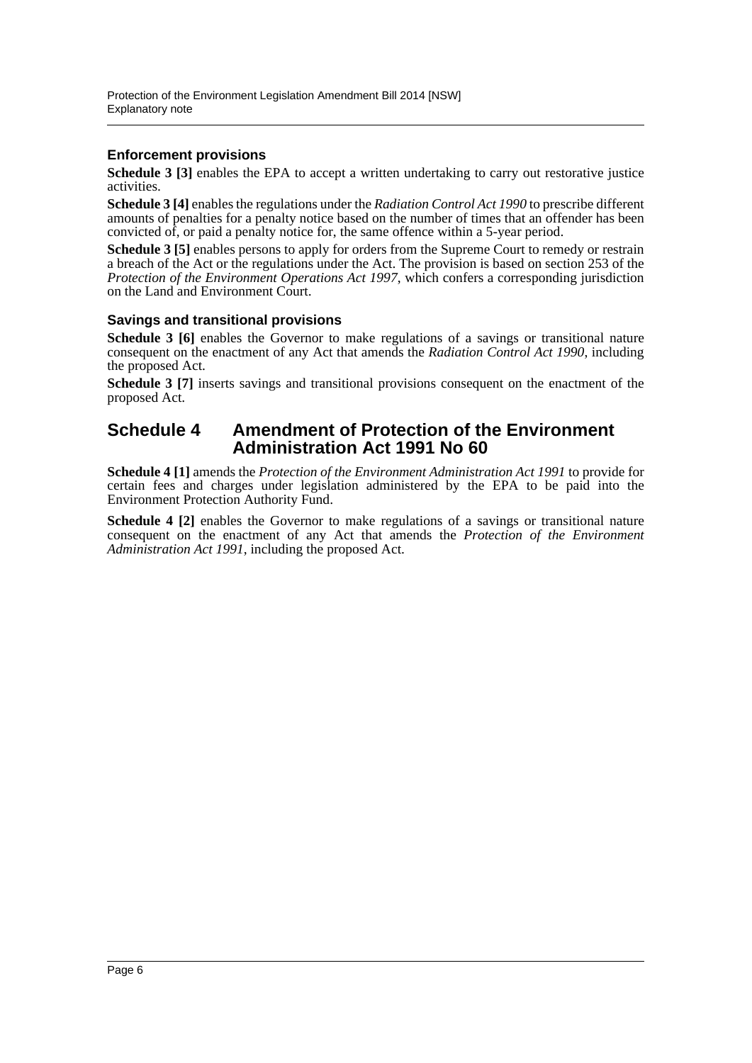### Enforcement provisions

**Schedule 3 [3]** enables the EPA to accept a written undertaking to carry out restorative justice activities.

**Schedule 3 [4]** enables the regulations under the *Radiation Control Act 1990* to prescribe different amounts of penalties for a penalty notice based on the number of times that an offender has been convicted of, or paid a penalty notice for, the same offence within a 5-year period.

**Schedule 3 [5]** enables persons to apply for orders from the Supreme Court to remedy or restrain a breach of the Act or the regulations under the Act. The provision is based on section 253 of the *Protection of the Environment Operations Act 1997*, which confers a corresponding jurisdiction on the Land and Environment Court.

### Savings and transitional provisions

**Schedule 3 [6]** enables the Governor to make regulations of a savings or transitional nature consequent on the enactment of any Act that amends the *Radiation Control Act 1990*, including the proposed Act.

**Schedule 3 [7]** inserts savings and transitional provisions consequent on the enactment of the proposed Act.

## Schedule 4 Amendment of Protection of the Environment Administration Act 1991 No 60

**Schedule 4 [1]** amends the *Protection of the Environment Administration Act 1991* to provide for certain fees and charges under legislation administered by the EPA to be paid into the Environment Protection Authority Fund.

**Schedule 4 [2]** enables the Governor to make regulations of a savings or transitional nature consequent on the enactment of any Act that amends the *Protection of the Environment Administration Act 1991*, including the proposed Act.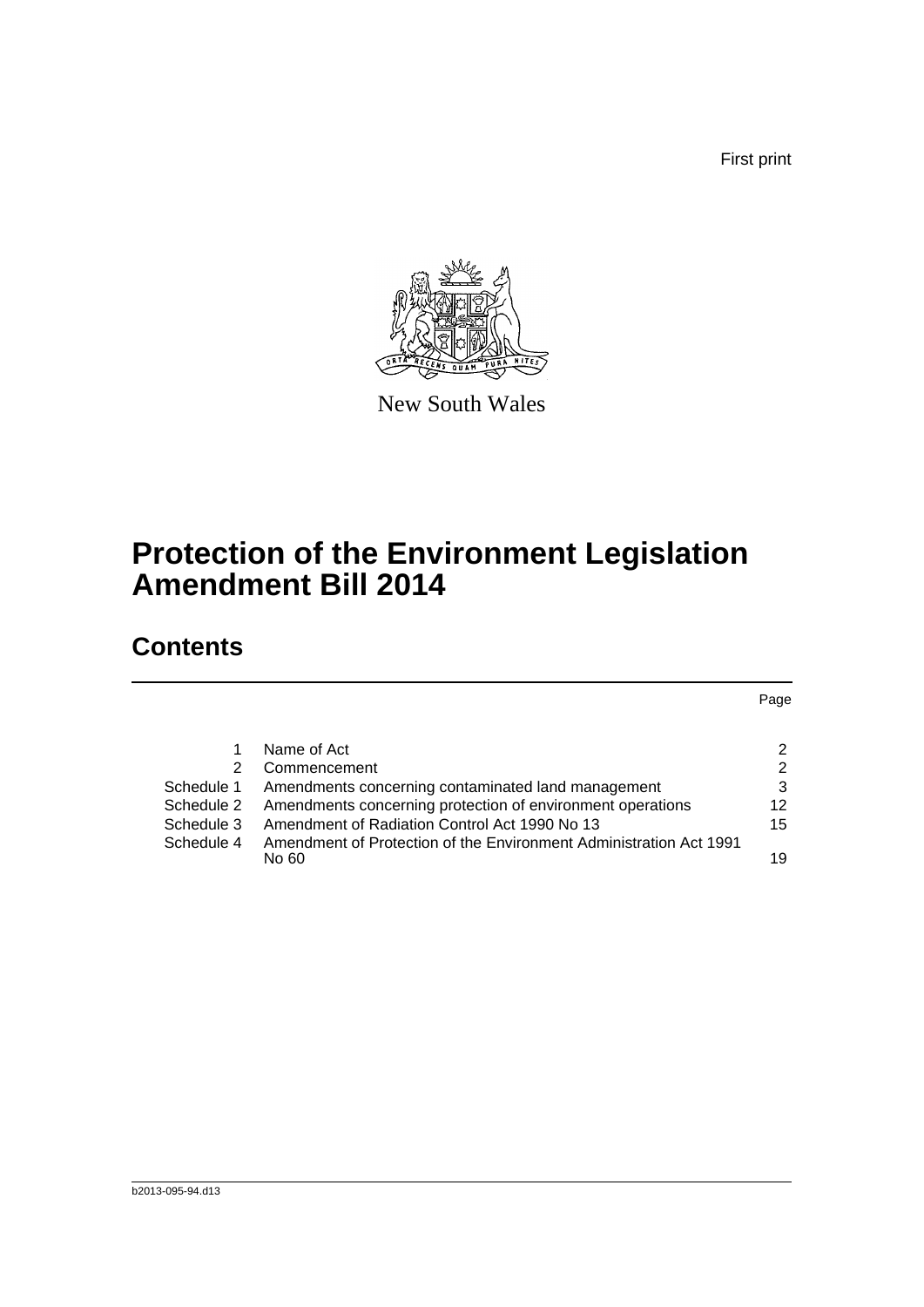First print

New South Wales

# Protection of the Environment Legislation Amendment Bill 2014

## Contents

| | | Page |
|---|---|---|
| 1 | Name of Act | 2 |
| 2 | Commencement | 2 |
| Schedule 1 | Amendments concerning contaminated land management | 3 |
| Schedule 2 | Amendments concerning protection of environment operations | 12 |
| Schedule 3 | Amendment of Radiation Control Act 1990 No 13 | 15 |
| Schedule 4 | Amendment of Protection of the Environment Administration Act 1991 No 60 | 19 |

b2013-095-94.d13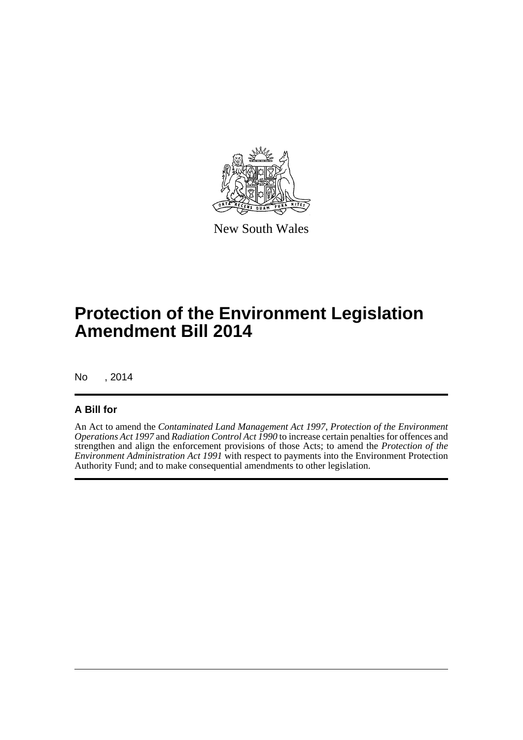New South Wales

# Protection of the Environment Legislation Amendment Bill 2014

No , 2014

## A Bill for

An Act to amend the *Contaminated Land Management Act 1997*, *Protection of the Environment Operations Act 1997* and *Radiation Control Act 1990* to increase certain penalties for offences and strengthen and align the enforcement provisions of those Acts; to amend the *Protection of the Environment Administration Act 1991* with respect to payments into the Environment Protection Authority Fund; and to make consequential amendments to other legislation.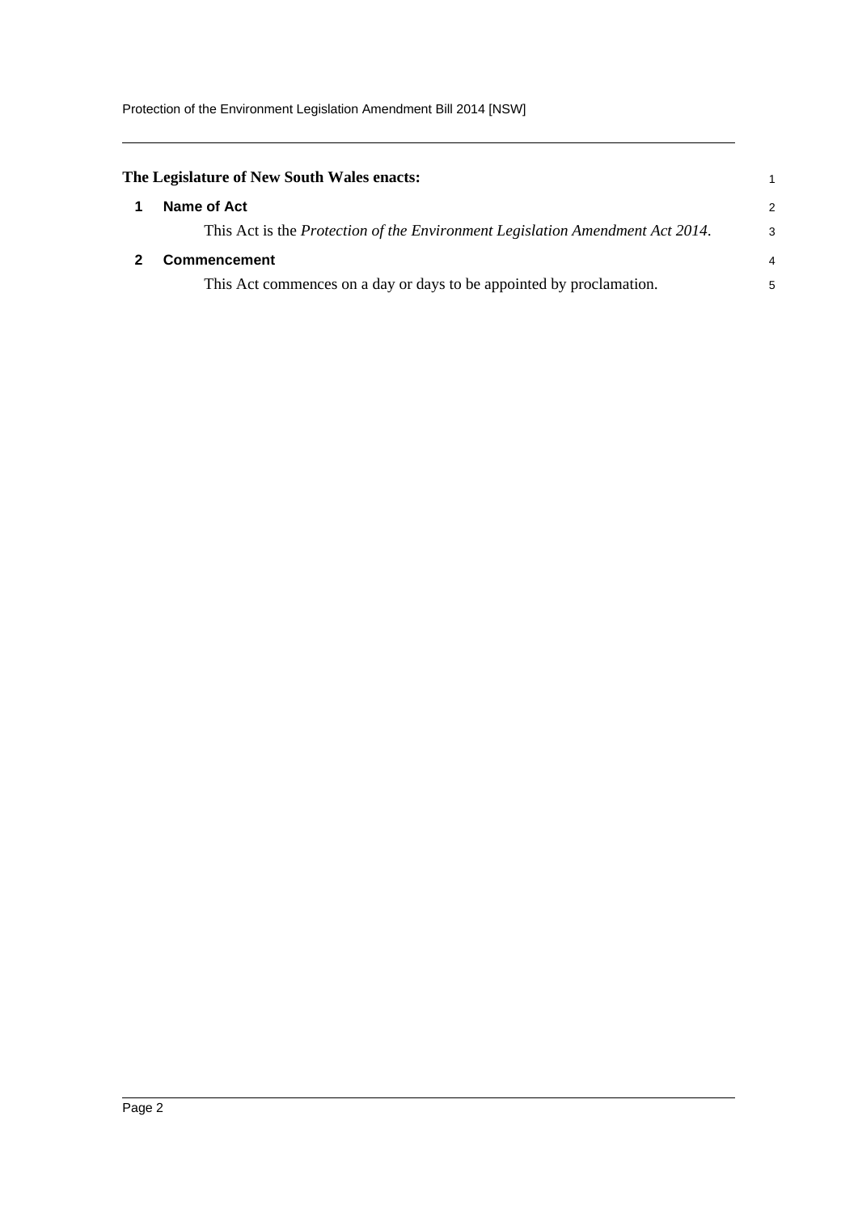**The Legislature of New South Wales enacts:**

## 1 Name of Act

This Act is the *Protection of the Environment Legislation Amendment Act 2014*.

## 2 Commencement

This Act commences on a day or days to be appointed by proclamation.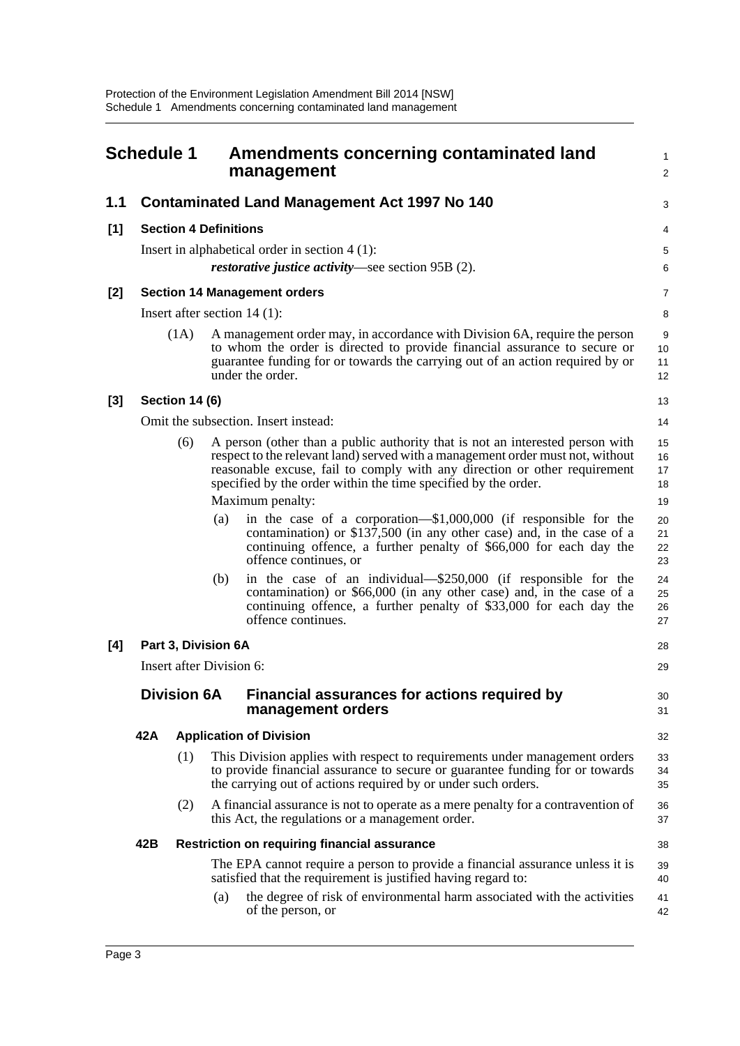# Schedule 1 Amendments concerning contaminated land management

## 1.1 Contaminated Land Management Act 1997 No 140

### [1] Section 4 Definitions

Insert in alphabetical order in section 4 (1):

***restorative justice activity***—see section 95B (2).

### [2] Section 14 Management orders

Insert after section 14 (1):

(1A) A management order may, in accordance with Division 6A, require the person to whom the order is directed to provide financial assurance to secure or guarantee funding for or towards the carrying out of an action required by or under the order.

### [3] Section 14 (6)

Omit the subsection. Insert instead:

(6) A person (other than a public authority that is not an interested person with respect to the relevant land) served with a management order must not, without reasonable excuse, fail to comply with any direction or other requirement specified by the order within the time specified by the order.

Maximum penalty:

(a) in the case of a corporation—$1,000,000 (if responsible for the contamination) or $137,500 (in any other case) and, in the case of a continuing offence, a further penalty of $66,000 for each day the offence continues, or

(b) in the case of an individual—$250,000 (if responsible for the contamination) or $66,000 (in any other case) and, in the case of a continuing offence, a further penalty of $33,000 for each day the offence continues.

### [4] Part 3, Division 6A

Insert after Division 6:

## Division 6A Financial assurances for actions required by management orders

### 42A Application of Division

(1) This Division applies with respect to requirements under management orders to provide financial assurance to secure or guarantee funding for or towards the carrying out of actions required by or under such orders.

(2) A financial assurance is not to operate as a mere penalty for a contravention of this Act, the regulations or a management order.

### 42B Restriction on requiring financial assurance

The EPA cannot require a person to provide a financial assurance unless it is satisfied that the requirement is justified having regard to:

(a) the degree of risk of environmental harm associated with the activities of the person, or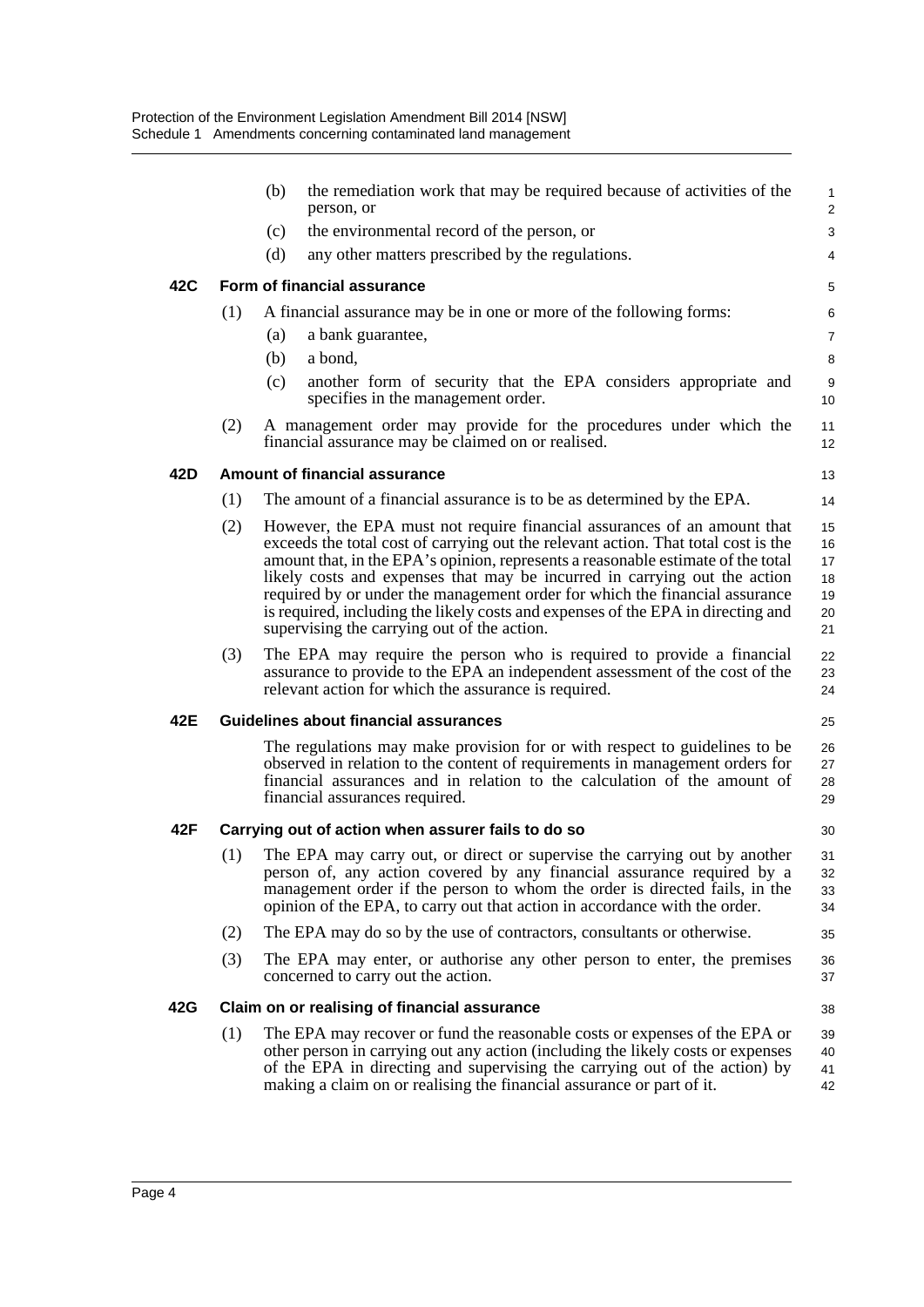(b) the remediation work that may be required because of activities of the person, or

(c) the environmental record of the person, or

(d) any other matters prescribed by the regulations.

### 42C Form of financial assurance

(1) A financial assurance may be in one or more of the following forms:

(a) a bank guarantee,

(b) a bond,

(c) another form of security that the EPA considers appropriate and specifies in the management order.

(2) A management order may provide for the procedures under which the financial assurance may be claimed on or realised.

### 42D Amount of financial assurance

(1) The amount of a financial assurance is to be as determined by the EPA.

(2) However, the EPA must not require financial assurances of an amount that exceeds the total cost of carrying out the relevant action. That total cost is the amount that, in the EPA's opinion, represents a reasonable estimate of the total likely costs and expenses that may be incurred in carrying out the action required by or under the management order for which the financial assurance is required, including the likely costs and expenses of the EPA in directing and supervising the carrying out of the action.

(3) The EPA may require the person who is required to provide a financial assurance to provide to the EPA an independent assessment of the cost of the relevant action for which the assurance is required.

### 42E Guidelines about financial assurances

The regulations may make provision for or with respect to guidelines to be observed in relation to the content of requirements in management orders for financial assurances and in relation to the calculation of the amount of financial assurances required.

### 42F Carrying out of action when assurer fails to do so

(1) The EPA may carry out, or direct or supervise the carrying out by another person of, any action covered by any financial assurance required by a management order if the person to whom the order is directed fails, in the opinion of the EPA, to carry out that action in accordance with the order.

(2) The EPA may do so by the use of contractors, consultants or otherwise.

(3) The EPA may enter, or authorise any other person to enter, the premises concerned to carry out the action.

### 42G Claim on or realising of financial assurance

(1) The EPA may recover or fund the reasonable costs or expenses of the EPA or other person in carrying out any action (including the likely costs or expenses of the EPA in directing and supervising the carrying out of the action) by making a claim on or realising the financial assurance or part of it.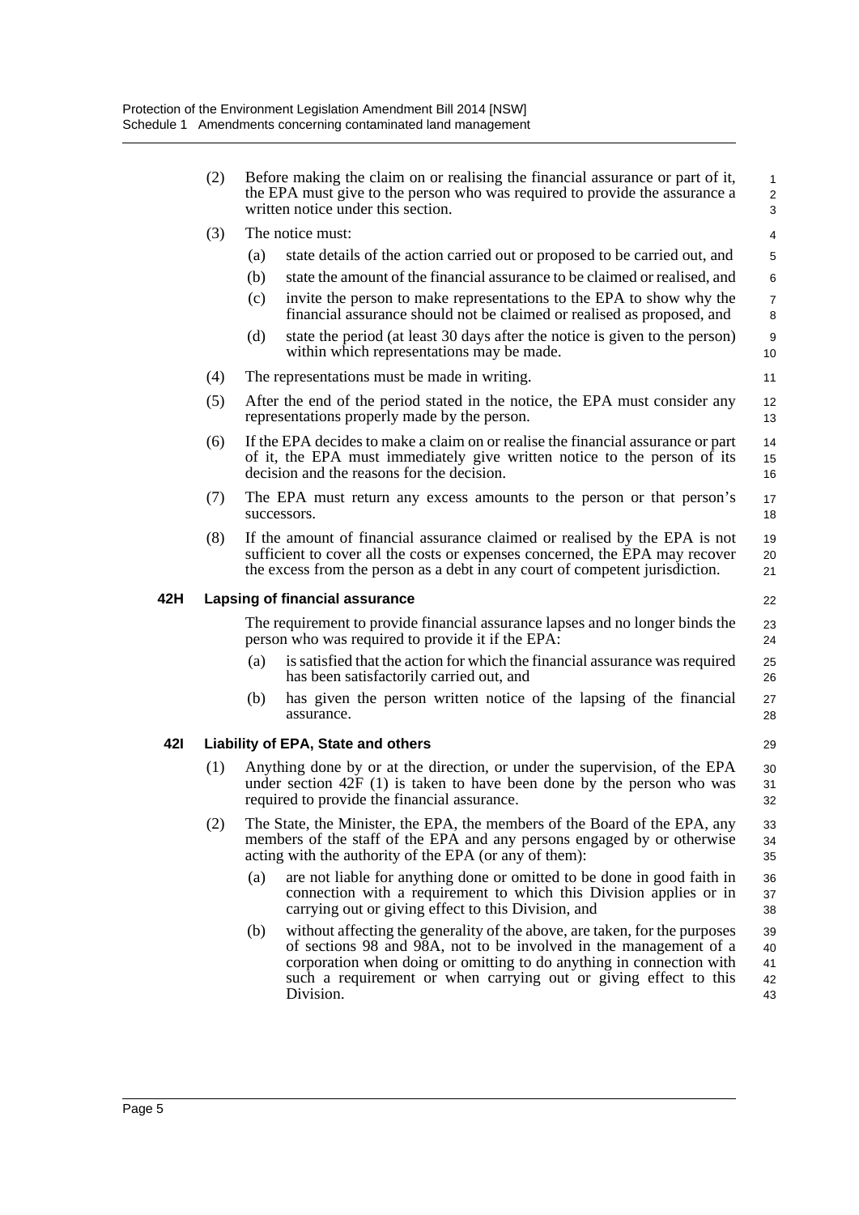(2) Before making the claim on or realising the financial assurance or part of it, the EPA must give to the person who was required to provide the assurance a written notice under this section.

(3) The notice must:

(a) state details of the action carried out or proposed to be carried out, and

(b) state the amount of the financial assurance to be claimed or realised, and

(c) invite the person to make representations to the EPA to show why the financial assurance should not be claimed or realised as proposed, and

(d) state the period (at least 30 days after the notice is given to the person) within which representations may be made.

(4) The representations must be made in writing.

(5) After the end of the period stated in the notice, the EPA must consider any representations properly made by the person.

(6) If the EPA decides to make a claim on or realise the financial assurance or part of it, the EPA must immediately give written notice to the person of its decision and the reasons for the decision.

(7) The EPA must return any excess amounts to the person or that person's successors.

(8) If the amount of financial assurance claimed or realised by the EPA is not sufficient to cover all the costs or expenses concerned, the EPA may recover the excess from the person as a debt in any court of competent jurisdiction.

### 42H Lapsing of financial assurance

The requirement to provide financial assurance lapses and no longer binds the person who was required to provide it if the EPA:

(a) is satisfied that the action for which the financial assurance was required has been satisfactorily carried out, and

(b) has given the person written notice of the lapsing of the financial assurance.

### 42I Liability of EPA, State and others

(1) Anything done by or at the direction, or under the supervision, of the EPA under section 42F (1) is taken to have been done by the person who was required to provide the financial assurance.

(2) The State, the Minister, the EPA, the members of the Board of the EPA, any members of the staff of the EPA and any persons engaged by or otherwise acting with the authority of the EPA (or any of them):

(a) are not liable for anything done or omitted to be done in good faith in connection with a requirement to which this Division applies or in carrying out or giving effect to this Division, and

(b) without affecting the generality of the above, are taken, for the purposes of sections 98 and 98A, not to be involved in the management of a corporation when doing or omitting to do anything in connection with such a requirement or when carrying out or giving effect to this Division.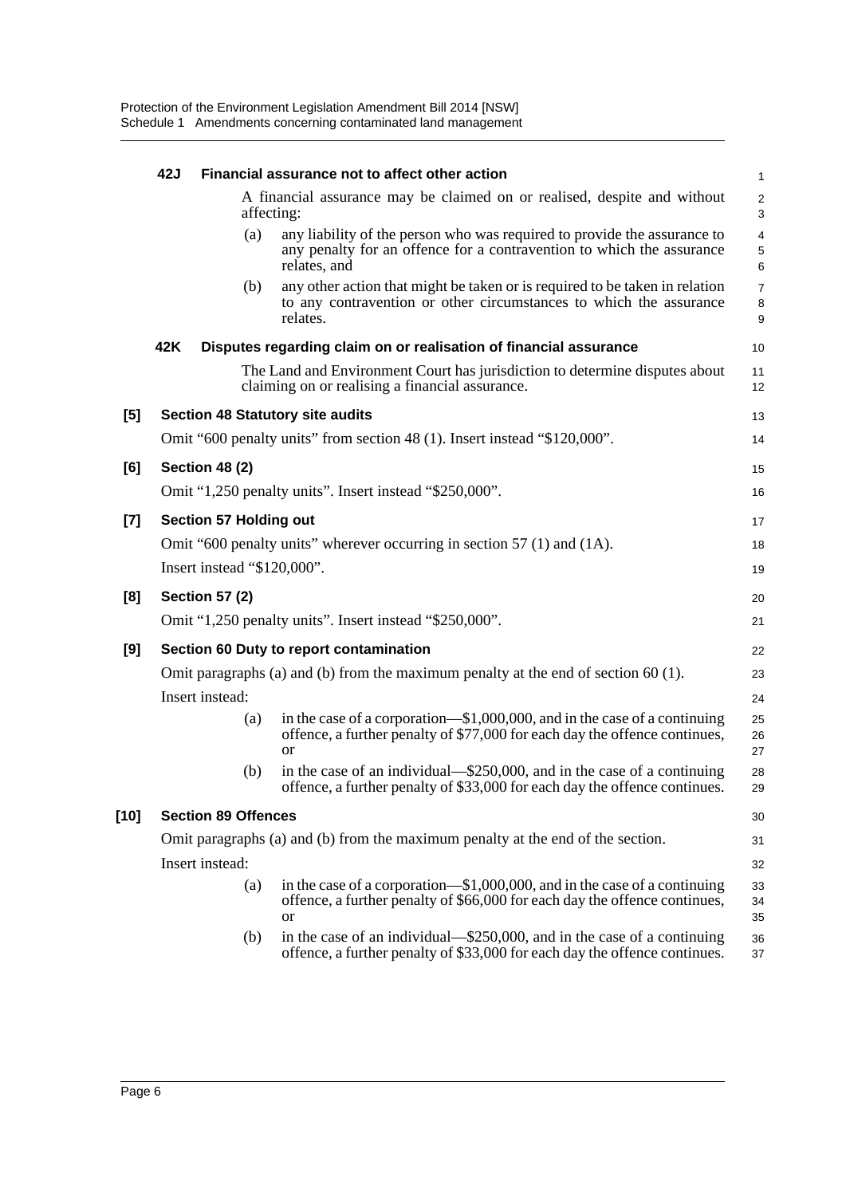**42J Financial assurance not to affect other action**

A financial assurance may be claimed on or realised, despite and without affecting:

(a) any liability of the person who was required to provide the assurance to any penalty for an offence for a contravention to which the assurance relates, and

(b) any other action that might be taken or is required to be taken in relation to any contravention or other circumstances to which the assurance relates.

**42K Disputes regarding claim on or realisation of financial assurance**

The Land and Environment Court has jurisdiction to determine disputes about claiming on or realising a financial assurance.

**[5] Section 48 Statutory site audits**

Omit "600 penalty units" from section 48 (1). Insert instead "$120,000".

**[6] Section 48 (2)**

Omit "1,250 penalty units". Insert instead "$250,000".

**[7] Section 57 Holding out**

Omit "600 penalty units" wherever occurring in section 57 (1) and (1A).

Insert instead "$120,000".

**[8] Section 57 (2)**

Omit "1,250 penalty units". Insert instead "$250,000".

**[9] Section 60 Duty to report contamination**

Omit paragraphs (a) and (b) from the maximum penalty at the end of section 60 (1).

Insert instead:

(a) in the case of a corporation—$1,000,000, and in the case of a continuing offence, a further penalty of $77,000 for each day the offence continues, or

(b) in the case of an individual—$250,000, and in the case of a continuing offence, a further penalty of $33,000 for each day the offence continues.

**[10] Section 89 Offences**

Omit paragraphs (a) and (b) from the maximum penalty at the end of the section.

Insert instead:

(a) in the case of a corporation—$1,000,000, and in the case of a continuing offence, a further penalty of $66,000 for each day the offence continues, or

(b) in the case of an individual—$250,000, and in the case of a continuing offence, a further penalty of $33,000 for each day the offence continues.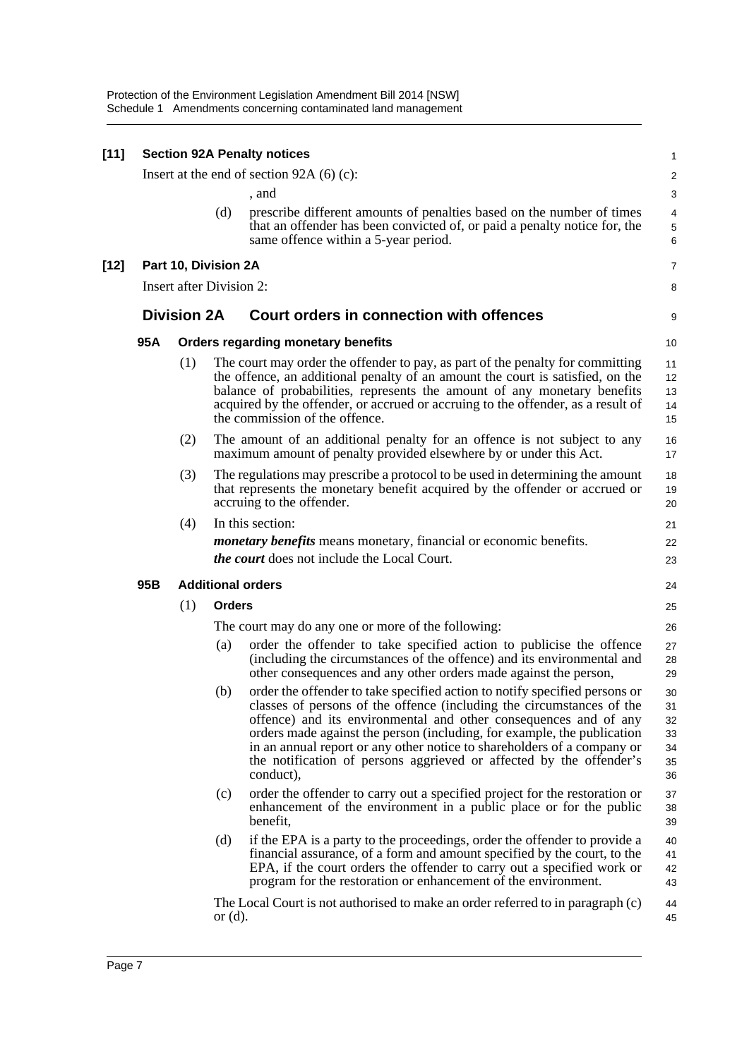**[11] Section 92A Penalty notices**

Insert at the end of section 92A (6) (c):

, and

(d) prescribe different amounts of penalties based on the number of times that an offender has been convicted of, or paid a penalty notice for, the same offence within a 5-year period.

**[12] Part 10, Division 2A**

Insert after Division 2:

## Division 2A Court orders in connection with offences

### 95A Orders regarding monetary benefits

(1) The court may order the offender to pay, as part of the penalty for committing the offence, an additional penalty of an amount the court is satisfied, on the balance of probabilities, represents the amount of any monetary benefits acquired by the offender, or accrued or accruing to the offender, as a result of the commission of the offence.

(2) The amount of an additional penalty for an offence is not subject to any maximum amount of penalty provided elsewhere by or under this Act.

(3) The regulations may prescribe a protocol to be used in determining the amount that represents the monetary benefit acquired by the offender or accrued or accruing to the offender.

(4) In this section:

***monetary benefits*** means monetary, financial or economic benefits.

***the court*** does not include the Local Court.

### 95B Additional orders

(1) **Orders**

The court may do any one or more of the following:

(a) order the offender to take specified action to publicise the offence (including the circumstances of the offence) and its environmental and other consequences and any other orders made against the person,

(b) order the offender to take specified action to notify specified persons or classes of persons of the offence (including the circumstances of the offence) and its environmental and other consequences and of any orders made against the person (including, for example, the publication in an annual report or any other notice to shareholders of a company or the notification of persons aggrieved or affected by the offender's conduct),

(c) order the offender to carry out a specified project for the restoration or enhancement of the environment in a public place or for the public benefit,

(d) if the EPA is a party to the proceedings, order the offender to provide a financial assurance, of a form and amount specified by the court, to the EPA, if the court orders the offender to carry out a specified work or program for the restoration or enhancement of the environment.

The Local Court is not authorised to make an order referred to in paragraph (c) or (d).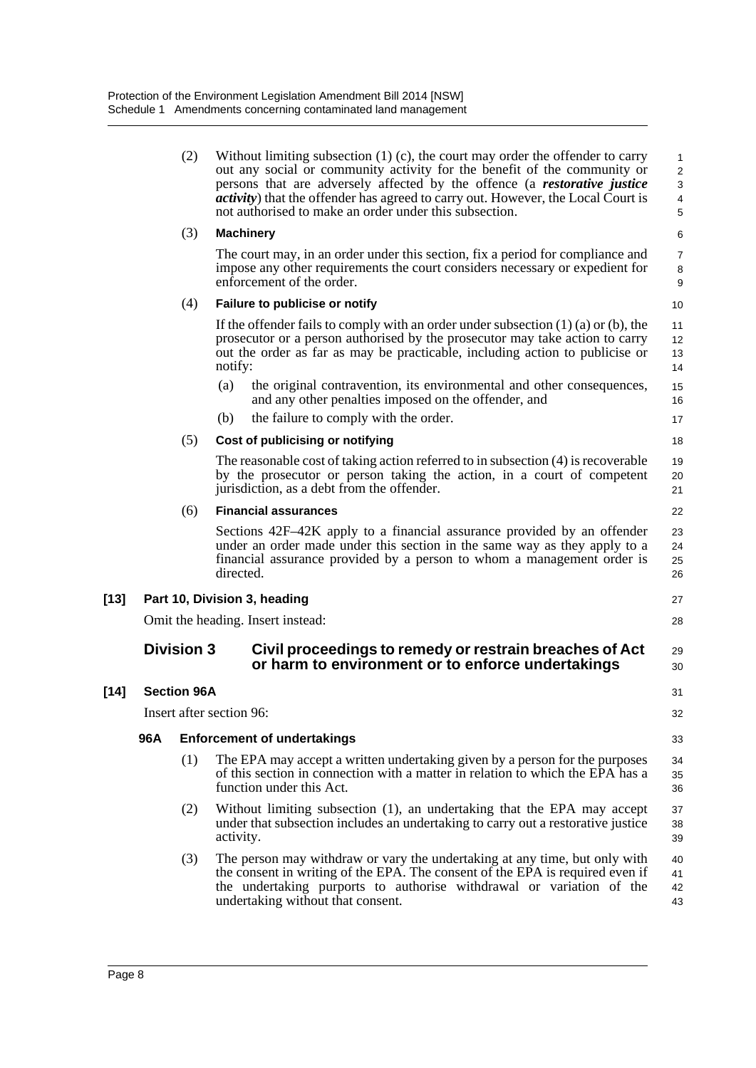(2) Without limiting subsection (1) (c), the court may order the offender to carry out any social or community activity for the benefit of the community or persons that are adversely affected by the offence (a ***restorative justice activity***) that the offender has agreed to carry out. However, the Local Court is not authorised to make an order under this subsection.

(3) **Machinery**

The court may, in an order under this section, fix a period for compliance and impose any other requirements the court considers necessary or expedient for enforcement of the order.

(4) **Failure to publicise or notify**

If the offender fails to comply with an order under subsection (1) (a) or (b), the prosecutor or a person authorised by the prosecutor may take action to carry out the order as far as may be practicable, including action to publicise or notify:

(a) the original contravention, its environmental and other consequences, and any other penalties imposed on the offender, and

(b) the failure to comply with the order.

(5) **Cost of publicising or notifying**

The reasonable cost of taking action referred to in subsection (4) is recoverable by the prosecutor or person taking the action, in a court of competent jurisdiction, as a debt from the offender.

(6) **Financial assurances**

Sections 42F–42K apply to a financial assurance provided by an offender under an order made under this section in the same way as they apply to a financial assurance provided by a person to whom a management order is directed.

**[13] Part 10, Division 3, heading**

Omit the heading. Insert instead:

## Division 3 Civil proceedings to remedy or restrain breaches of Act or harm to environment or to enforce undertakings

**[14] Section 96A**

Insert after section 96:

### 96A Enforcement of undertakings

(1) The EPA may accept a written undertaking given by a person for the purposes of this section in connection with a matter in relation to which the EPA has a function under this Act.

(2) Without limiting subsection (1), an undertaking that the EPA may accept under that subsection includes an undertaking to carry out a restorative justice activity.

(3) The person may withdraw or vary the undertaking at any time, but only with the consent in writing of the EPA. The consent of the EPA is required even if the undertaking purports to authorise withdrawal or variation of the undertaking without that consent.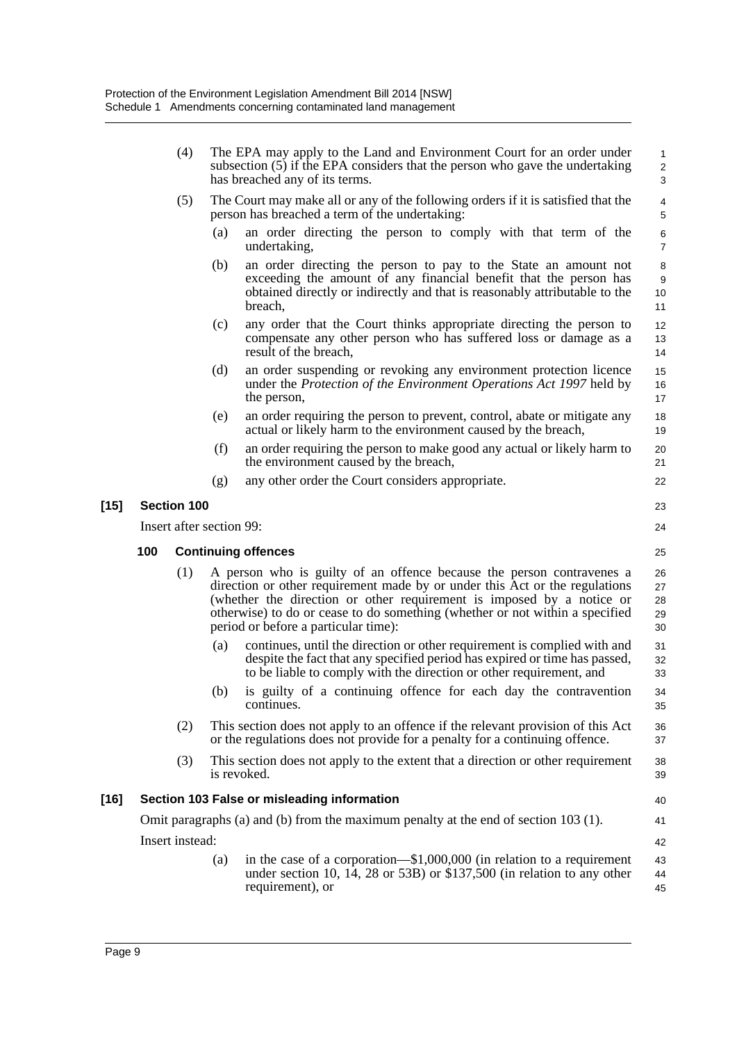(4) The EPA may apply to the Land and Environment Court for an order under subsection (5) if the EPA considers that the person who gave the undertaking has breached any of its terms.

(5) The Court may make all or any of the following orders if it is satisfied that the person has breached a term of the undertaking:

(a) an order directing the person to comply with that term of the undertaking,

(b) an order directing the person to pay to the State an amount not exceeding the amount of any financial benefit that the person has obtained directly or indirectly and that is reasonably attributable to the breach,

(c) any order that the Court thinks appropriate directing the person to compensate any other person who has suffered loss or damage as a result of the breach,

(d) an order suspending or revoking any environment protection licence under the *Protection of the Environment Operations Act 1997* held by the person,

(e) an order requiring the person to prevent, control, abate or mitigate any actual or likely harm to the environment caused by the breach,

(f) an order requiring the person to make good any actual or likely harm to the environment caused by the breach,

(g) any other order the Court considers appropriate.

**[15] Section 100**

Insert after section 99:

**100 Continuing offences**

(1) A person who is guilty of an offence because the person contravenes a direction or other requirement made by or under this Act or the regulations (whether the direction or other requirement is imposed by a notice or otherwise) to do or cease to do something (whether or not within a specified period or before a particular time):

(a) continues, until the direction or other requirement is complied with and despite the fact that any specified period has expired or time has passed, to be liable to comply with the direction or other requirement, and

(b) is guilty of a continuing offence for each day the contravention continues.

(2) This section does not apply to an offence if the relevant provision of this Act or the regulations does not provide for a penalty for a continuing offence.

(3) This section does not apply to the extent that a direction or other requirement is revoked.

**[16] Section 103 False or misleading information**

Omit paragraphs (a) and (b) from the maximum penalty at the end of section 103 (1).

Insert instead:

(a) in the case of a corporation—$1,000,000 (in relation to a requirement under section 10, 14, 28 or 53B) or $137,500 (in relation to any other requirement), or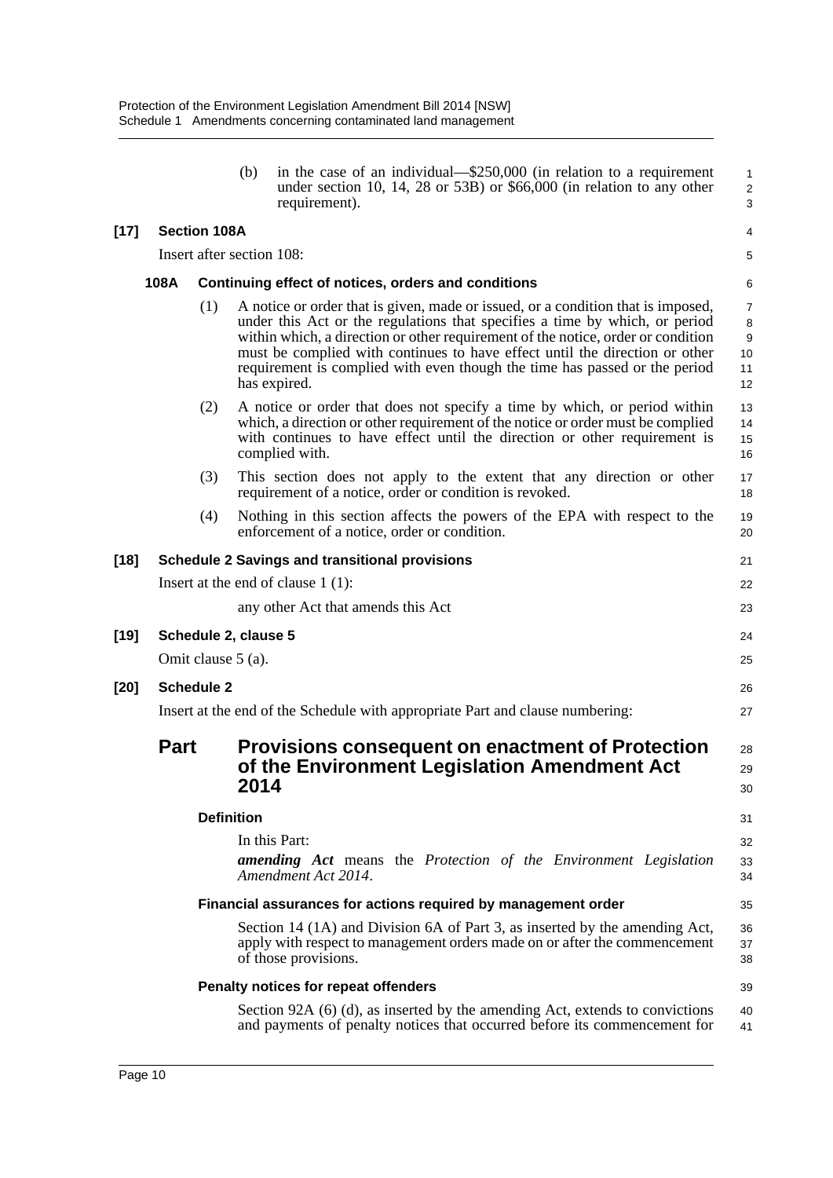(b) in the case of an individual—$250,000 (in relation to a requirement under section 10, 14, 28 or 53B) or $66,000 (in relation to any other requirement).

**[17] Section 108A**

Insert after section 108:

**108A Continuing effect of notices, orders and conditions**

(1) A notice or order that is given, made or issued, or a condition that is imposed, under this Act or the regulations that specifies a time by which, or period within which, a direction or other requirement of the notice, order or condition must be complied with continues to have effect until the direction or other requirement is complied with even though the time has passed or the period has expired.

(2) A notice or order that does not specify a time by which, or period within which, a direction or other requirement of the notice or order must be complied with continues to have effect until the direction or other requirement is complied with.

(3) This section does not apply to the extent that any direction or other requirement of a notice, order or condition is revoked.

(4) Nothing in this section affects the powers of the EPA with respect to the enforcement of a notice, order or condition.

**[18] Schedule 2 Savings and transitional provisions**

Insert at the end of clause 1 (1):

any other Act that amends this Act

**[19] Schedule 2, clause 5**

Omit clause 5 (a).

**[20] Schedule 2**

Insert at the end of the Schedule with appropriate Part and clause numbering:

## Part Provisions consequent on enactment of Protection of the Environment Legislation Amendment Act 2014

**Definition**

In this Part:

***amending Act*** means the *Protection of the Environment Legislation Amendment Act 2014*.

**Financial assurances for actions required by management order**

Section 14 (1A) and Division 6A of Part 3, as inserted by the amending Act, apply with respect to management orders made on or after the commencement of those provisions.

**Penalty notices for repeat offenders**

Section 92A (6) (d), as inserted by the amending Act, extends to convictions and payments of penalty notices that occurred before its commencement for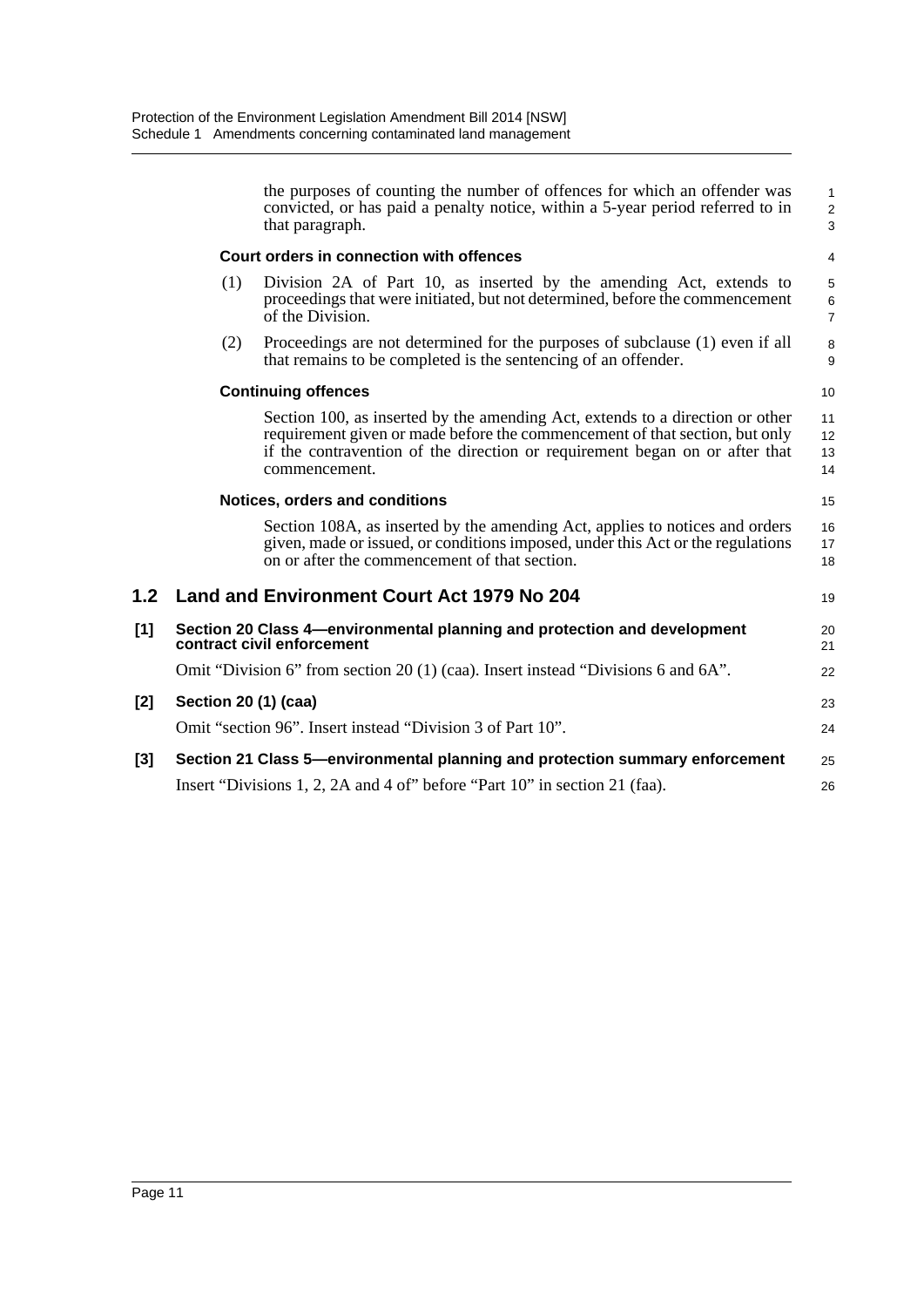the purposes of counting the number of offences for which an offender was convicted, or has paid a penalty notice, within a 5-year period referred to in that paragraph.

**Court orders in connection with offences**

(1) Division 2A of Part 10, as inserted by the amending Act, extends to proceedings that were initiated, but not determined, before the commencement of the Division.

(2) Proceedings are not determined for the purposes of subclause (1) even if all that remains to be completed is the sentencing of an offender.

**Continuing offences**

Section 100, as inserted by the amending Act, extends to a direction or other requirement given or made before the commencement of that section, but only if the contravention of the direction or requirement began on or after that commencement.

**Notices, orders and conditions**

Section 108A, as inserted by the amending Act, applies to notices and orders given, made or issued, or conditions imposed, under this Act or the regulations on or after the commencement of that section.

## 1.2 Land and Environment Court Act 1979 No 204

**[1] Section 20 Class 4—environmental planning and protection and development contract civil enforcement**

Omit "Division 6" from section 20 (1) (caa). Insert instead "Divisions 6 and 6A".

**[2] Section 20 (1) (caa)**

Omit "section 96". Insert instead "Division 3 of Part 10".

**[3] Section 21 Class 5—environmental planning and protection summary enforcement**

Insert "Divisions 1, 2, 2A and 4 of" before "Part 10" in section 21 (faa).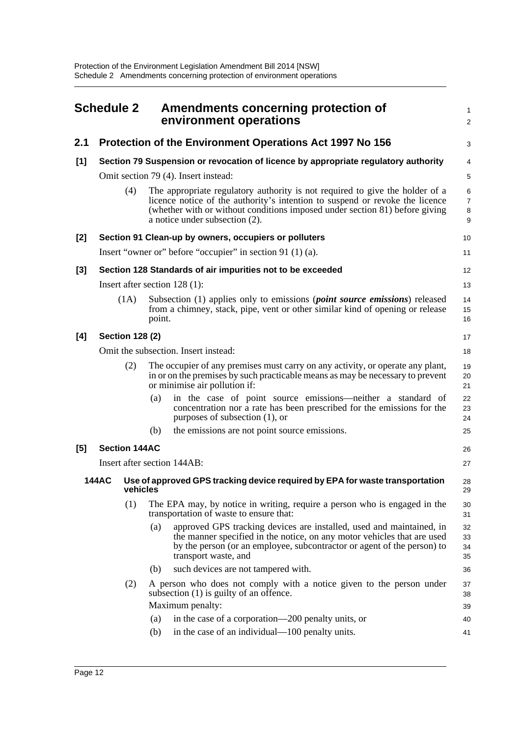# Schedule 2 Amendments concerning protection of environment operations

## 2.1 Protection of the Environment Operations Act 1997 No 156

### [1] Section 79 Suspension or revocation of licence by appropriate regulatory authority

Omit section 79 (4). Insert instead:

(4) The appropriate regulatory authority is not required to give the holder of a licence notice of the authority's intention to suspend or revoke the licence (whether with or without conditions imposed under section 81) before giving a notice under subsection (2).

### [2] Section 91 Clean-up by owners, occupiers or polluters

Insert "owner or" before "occupier" in section 91 (1) (a).

### [3] Section 128 Standards of air impurities not to be exceeded

Insert after section 128 (1):

(1A) Subsection (1) applies only to emissions (***point source emissions***) released from a chimney, stack, pipe, vent or other similar kind of opening or release point.

### [4] Section 128 (2)

Omit the subsection. Insert instead:

(2) The occupier of any premises must carry on any activity, or operate any plant, in or on the premises by such practicable means as may be necessary to prevent or minimise air pollution if:

- (a) in the case of point source emissions—neither a standard of concentration nor a rate has been prescribed for the emissions for the purposes of subsection (1), or
- (b) the emissions are not point source emissions.

### [5] Section 144AC

Insert after section 144AB:

#### 144AC Use of approved GPS tracking device required by EPA for waste transportation vehicles

(1) The EPA may, by notice in writing, require a person who is engaged in the transportation of waste to ensure that:

- (a) approved GPS tracking devices are installed, used and maintained, in the manner specified in the notice, on any motor vehicles that are used by the person (or an employee, subcontractor or agent of the person) to transport waste, and
- (b) such devices are not tampered with.

(2) A person who does not comply with a notice given to the person under subsection (1) is guilty of an offence.

Maximum penalty:

- (a) in the case of a corporation—200 penalty units, or
- (b) in the case of an individual—100 penalty units.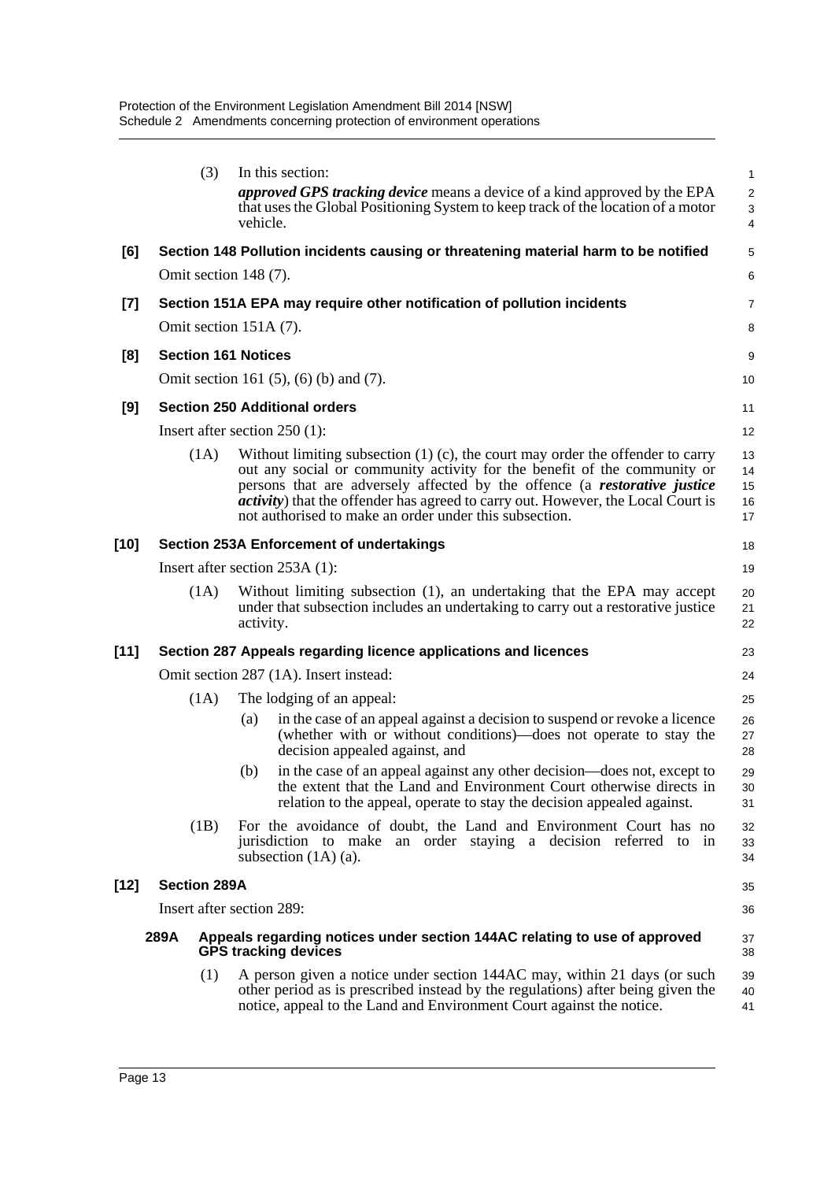(3) In this section:

***approved GPS tracking device*** means a device of a kind approved by the EPA that uses the Global Positioning System to keep track of the location of a motor vehicle.

**[6] Section 148 Pollution incidents causing or threatening material harm to be notified**

Omit section 148 (7).

**[7] Section 151A EPA may require other notification of pollution incidents**

Omit section 151A (7).

**[8] Section 161 Notices**

Omit section 161 (5), (6) (b) and (7).

**[9] Section 250 Additional orders**

Insert after section 250 (1):

(1A) Without limiting subsection (1) (c), the court may order the offender to carry out any social or community activity for the benefit of the community or persons that are adversely affected by the offence (a ***restorative justice activity***) that the offender has agreed to carry out. However, the Local Court is not authorised to make an order under this subsection.

**[10] Section 253A Enforcement of undertakings**

Insert after section 253A (1):

(1A) Without limiting subsection (1), an undertaking that the EPA may accept under that subsection includes an undertaking to carry out a restorative justice activity.

**[11] Section 287 Appeals regarding licence applications and licences**

Omit section 287 (1A). Insert instead:

(1A) The lodging of an appeal:

(a) in the case of an appeal against a decision to suspend or revoke a licence (whether with or without conditions)—does not operate to stay the decision appealed against, and

(b) in the case of an appeal against any other decision—does not, except to the extent that the Land and Environment Court otherwise directs in relation to the appeal, operate to stay the decision appealed against.

(1B) For the avoidance of doubt, the Land and Environment Court has no jurisdiction to make an order staying a decision referred to in subsection (1A) (a).

**[12] Section 289A**

Insert after section 289:

**289A Appeals regarding notices under section 144AC relating to use of approved GPS tracking devices**

(1) A person given a notice under section 144AC may, within 21 days (or such other period as is prescribed instead by the regulations) after being given the notice, appeal to the Land and Environment Court against the notice.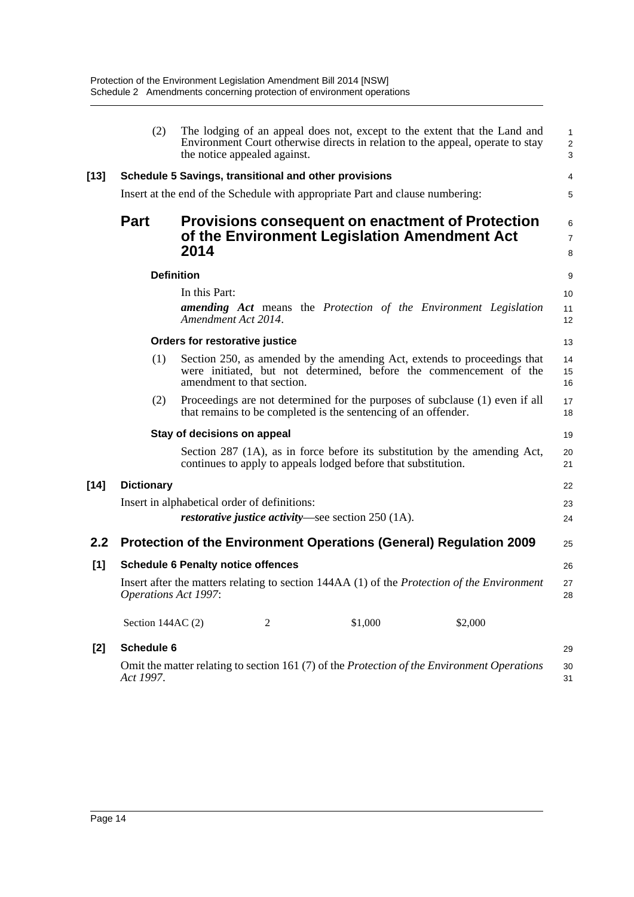(2) The lodging of an appeal does not, except to the extent that the Land and Environment Court otherwise directs in relation to the appeal, operate to stay the notice appealed against.

**[13] Schedule 5 Savings, transitional and other provisions**

Insert at the end of the Schedule with appropriate Part and clause numbering:

## Part Provisions consequent on enactment of Protection of the Environment Legislation Amendment Act 2014

**Definition**

In this Part:

***amending Act*** means the *Protection of the Environment Legislation Amendment Act 2014*.

**Orders for restorative justice**

(1) Section 250, as amended by the amending Act, extends to proceedings that were initiated, but not determined, before the commencement of the amendment to that section.

(2) Proceedings are not determined for the purposes of subclause (1) even if all that remains to be completed is the sentencing of an offender.

**Stay of decisions on appeal**

Section 287 (1A), as in force before its substitution by the amending Act, continues to apply to appeals lodged before that substitution.

**[14] Dictionary**

Insert in alphabetical order of definitions:

***restorative justice activity***—see section 250 (1A).

### 2.2 Protection of the Environment Operations (General) Regulation 2009

**[1] Schedule 6 Penalty notice offences**

Insert after the matters relating to section 144AA (1) of the *Protection of the Environment Operations Act 1997*:

| | | | |
|---|---|---|---|
| Section 144AC (2) | 2 | $1,000 | $2,000 |

**[2] Schedule 6**

Omit the matter relating to section 161 (7) of the *Protection of the Environment Operations Act 1997*.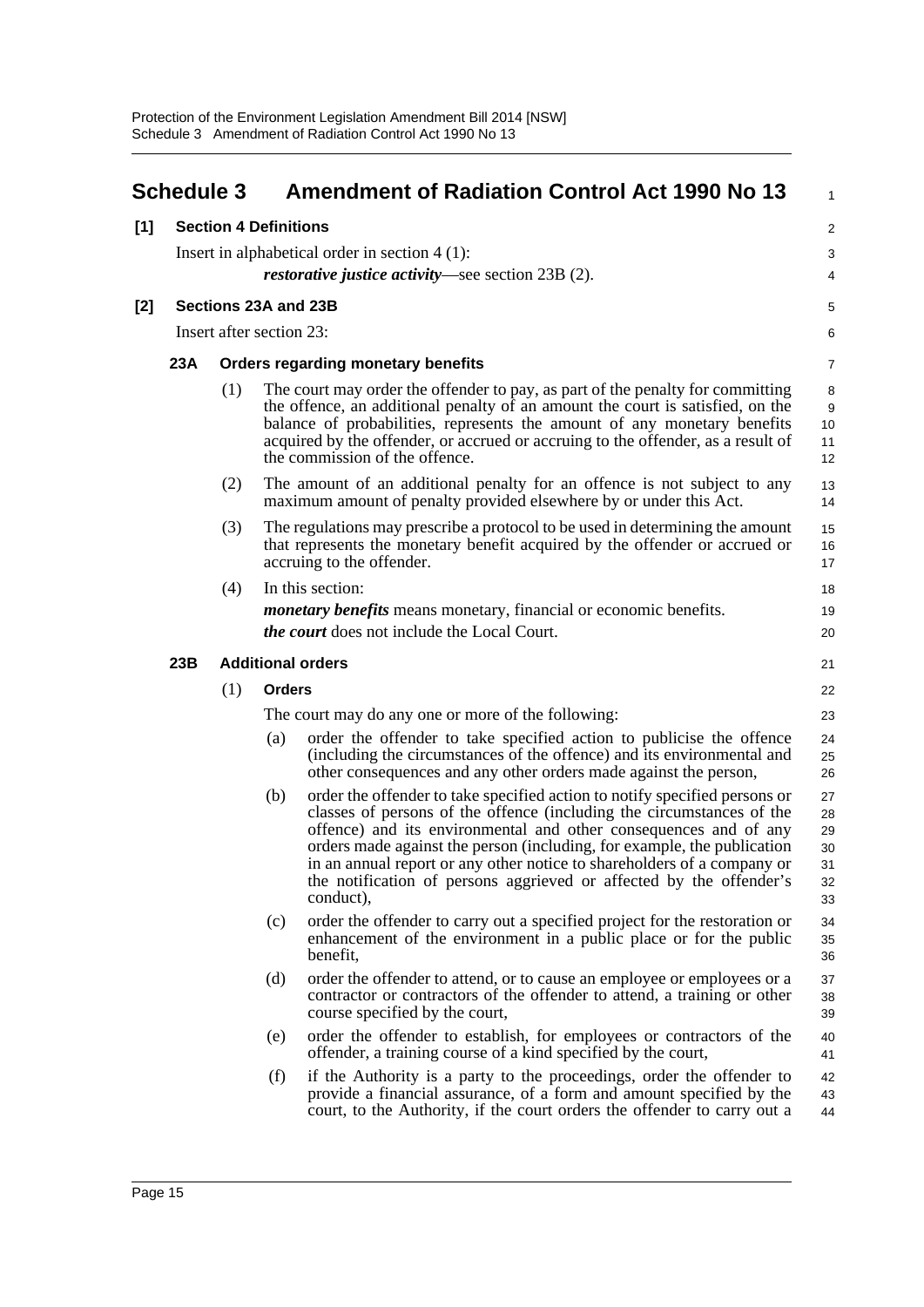## Schedule 3 Amendment of Radiation Control Act 1990 No 13

**[1] Section 4 Definitions**

Insert in alphabetical order in section 4 (1):

***restorative justice activity***—see section 23B (2).

**[2] Sections 23A and 23B**

Insert after section 23:

### 23A Orders regarding monetary benefits

(1) The court may order the offender to pay, as part of the penalty for committing the offence, an additional penalty of an amount the court is satisfied, on the balance of probabilities, represents the amount of any monetary benefits acquired by the offender, or accrued or accruing to the offender, as a result of the commission of the offence.

(2) The amount of an additional penalty for an offence is not subject to any maximum amount of penalty provided elsewhere by or under this Act.

(3) The regulations may prescribe a protocol to be used in determining the amount that represents the monetary benefit acquired by the offender or accrued or accruing to the offender.

(4) In this section:

***monetary benefits*** means monetary, financial or economic benefits.

***the court*** does not include the Local Court.

### 23B Additional orders

(1) **Orders**

The court may do any one or more of the following:

(a) order the offender to take specified action to publicise the offence (including the circumstances of the offence) and its environmental and other consequences and any other orders made against the person,

(b) order the offender to take specified action to notify specified persons or classes of persons of the offence (including the circumstances of the offence) and its environmental and other consequences and of any orders made against the person (including, for example, the publication in an annual report or any other notice to shareholders of a company or the notification of persons aggrieved or affected by the offender's conduct),

(c) order the offender to carry out a specified project for the restoration or enhancement of the environment in a public place or for the public benefit,

(d) order the offender to attend, or to cause an employee or employees or a contractor or contractors of the offender to attend, a training or other course specified by the court,

(e) order the offender to establish, for employees or contractors of the offender, a training course of a kind specified by the court,

(f) if the Authority is a party to the proceedings, order the offender to provide a financial assurance, of a form and amount specified by the court, to the Authority, if the court orders the offender to carry out a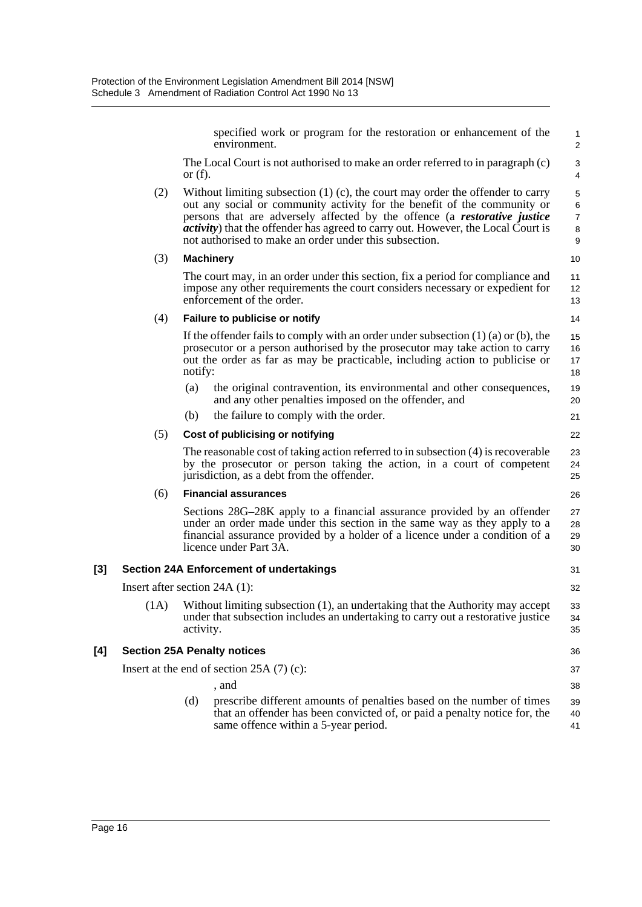specified work or program for the restoration or enhancement of the environment.

The Local Court is not authorised to make an order referred to in paragraph (c) or (f).

(2) Without limiting subsection (1) (c), the court may order the offender to carry out any social or community activity for the benefit of the community or persons that are adversely affected by the offence (a ***restorative justice activity***) that the offender has agreed to carry out. However, the Local Court is not authorised to make an order under this subsection.

(3) **Machinery**

The court may, in an order under this section, fix a period for compliance and impose any other requirements the court considers necessary or expedient for enforcement of the order.

(4) **Failure to publicise or notify**

If the offender fails to comply with an order under subsection (1) (a) or (b), the prosecutor or a person authorised by the prosecutor may take action to carry out the order as far as may be practicable, including action to publicise or notify:

(a) the original contravention, its environmental and other consequences, and any other penalties imposed on the offender, and

(b) the failure to comply with the order.

(5) **Cost of publicising or notifying**

The reasonable cost of taking action referred to in subsection (4) is recoverable by the prosecutor or person taking the action, in a court of competent jurisdiction, as a debt from the offender.

(6) **Financial assurances**

Sections 28G–28K apply to a financial assurance provided by an offender under an order made under this section in the same way as they apply to a financial assurance provided by a holder of a licence under a condition of a licence under Part 3A.

**[3] Section 24A Enforcement of undertakings**

Insert after section 24A (1):

(1A) Without limiting subsection (1), an undertaking that the Authority may accept under that subsection includes an undertaking to carry out a restorative justice activity.

**[4] Section 25A Penalty notices**

Insert at the end of section 25A (7) (c):

, and

(d) prescribe different amounts of penalties based on the number of times that an offender has been convicted of, or paid a penalty notice for, the same offence within a 5-year period.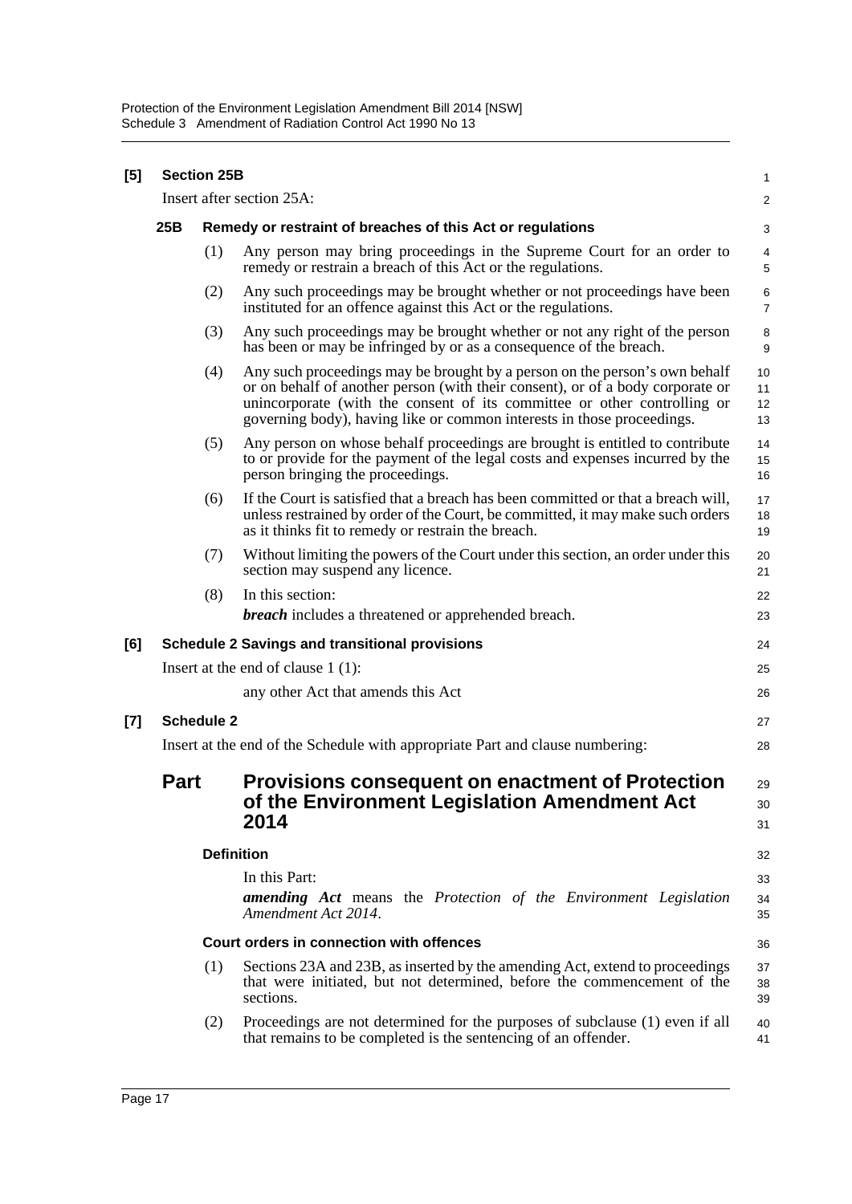**[5] Section 25B**

Insert after section 25A:

**25B Remedy or restraint of breaches of this Act or regulations**

(1) Any person may bring proceedings in the Supreme Court for an order to remedy or restrain a breach of this Act or the regulations.

(2) Any such proceedings may be brought whether or not proceedings have been instituted for an offence against this Act or the regulations.

(3) Any such proceedings may be brought whether or not any right of the person has been or may be infringed by or as a consequence of the breach.

(4) Any such proceedings may be brought by a person on the person's own behalf or on behalf of another person (with their consent), or of a body corporate or unincorporate (with the consent of its committee or other controlling or governing body), having like or common interests in those proceedings.

(5) Any person on whose behalf proceedings are brought is entitled to contribute to or provide for the payment of the legal costs and expenses incurred by the person bringing the proceedings.

(6) If the Court is satisfied that a breach has been committed or that a breach will, unless restrained by order of the Court, be committed, it may make such orders as it thinks fit to remedy or restrain the breach.

(7) Without limiting the powers of the Court under this section, an order under this section may suspend any licence.

(8) In this section:

***breach*** includes a threatened or apprehended breach.

**[6] Schedule 2 Savings and transitional provisions**

Insert at the end of clause 1 (1):

any other Act that amends this Act

**[7] Schedule 2**

Insert at the end of the Schedule with appropriate Part and clause numbering:

## Part Provisions consequent on enactment of Protection of the Environment Legislation Amendment Act 2014

**Definition**

In this Part:

***amending Act*** means the *Protection of the Environment Legislation Amendment Act 2014*.

**Court orders in connection with offences**

(1) Sections 23A and 23B, as inserted by the amending Act, extend to proceedings that were initiated, but not determined, before the commencement of the sections.

(2) Proceedings are not determined for the purposes of subclause (1) even if all that remains to be completed is the sentencing of an offender.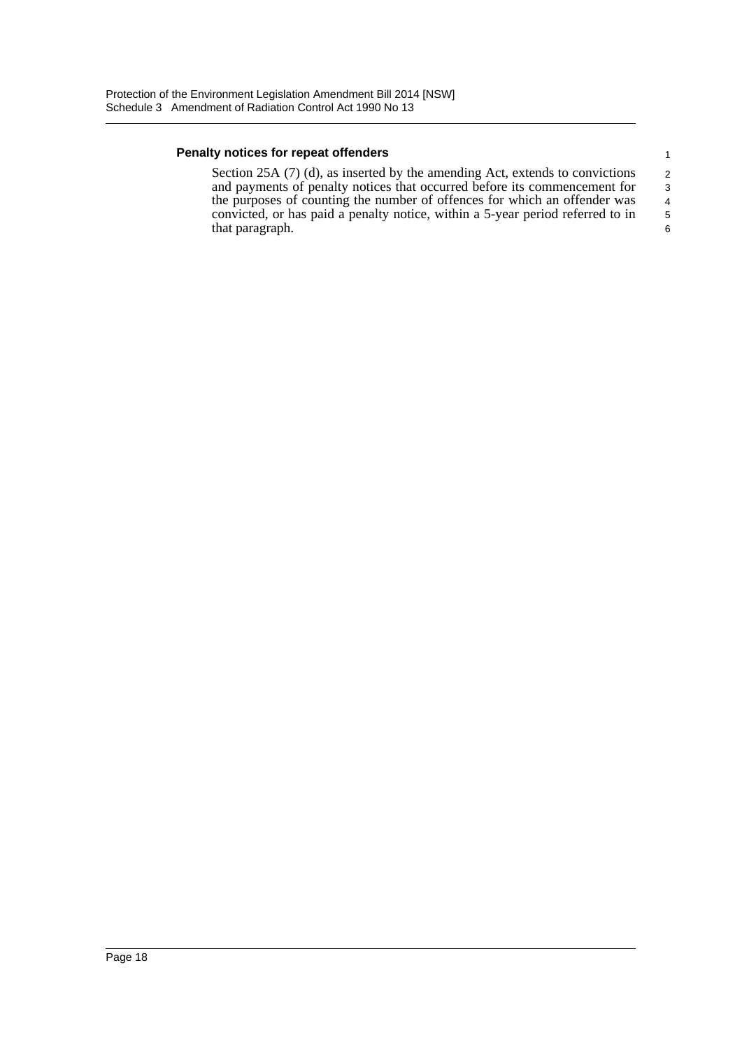### Penalty notices for repeat offenders

Section 25A (7) (d), as inserted by the amending Act, extends to convictions and payments of penalty notices that occurred before its commencement for the purposes of counting the number of offences for which an offender was convicted, or has paid a penalty notice, within a 5-year period referred to in that paragraph.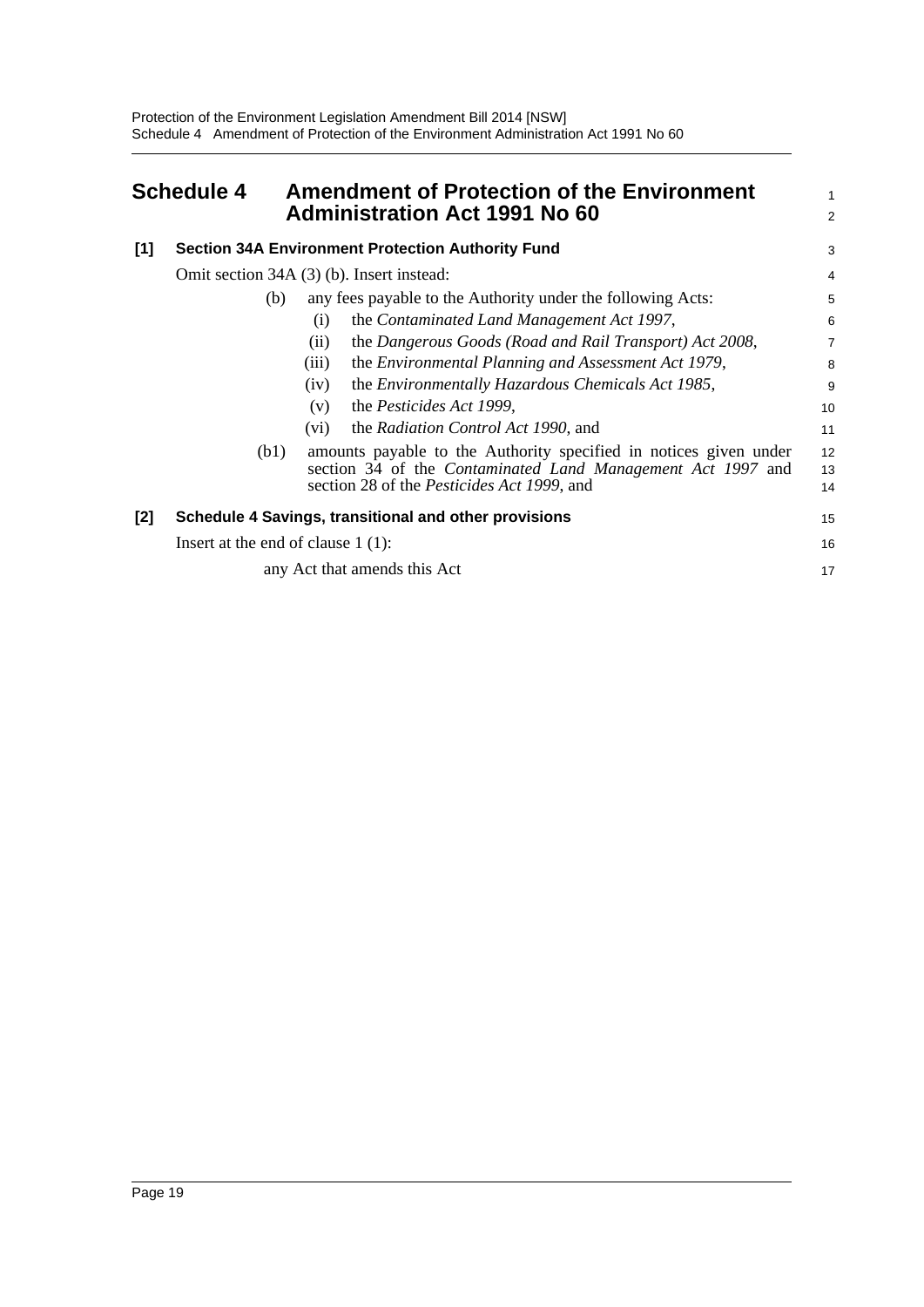## Schedule 4 Amendment of Protection of the Environment Administration Act 1991 No 60

### [1] Section 34A Environment Protection Authority Fund

Omit section 34A (3) (b). Insert instead:

(b) any fees payable to the Authority under the following Acts:

- (i) the *Contaminated Land Management Act 1997*,
- (ii) the *Dangerous Goods (Road and Rail Transport) Act 2008*,
- (iii) the *Environmental Planning and Assessment Act 1979*,
- (iv) the *Environmentally Hazardous Chemicals Act 1985*,
- (v) the *Pesticides Act 1999*,
- (vi) the *Radiation Control Act 1990*, and

(b1) amounts payable to the Authority specified in notices given under section 34 of the *Contaminated Land Management Act 1997* and section 28 of the *Pesticides Act 1999*, and

### [2] Schedule 4 Savings, transitional and other provisions

Insert at the end of clause 1 (1):

any Act that amends this Act